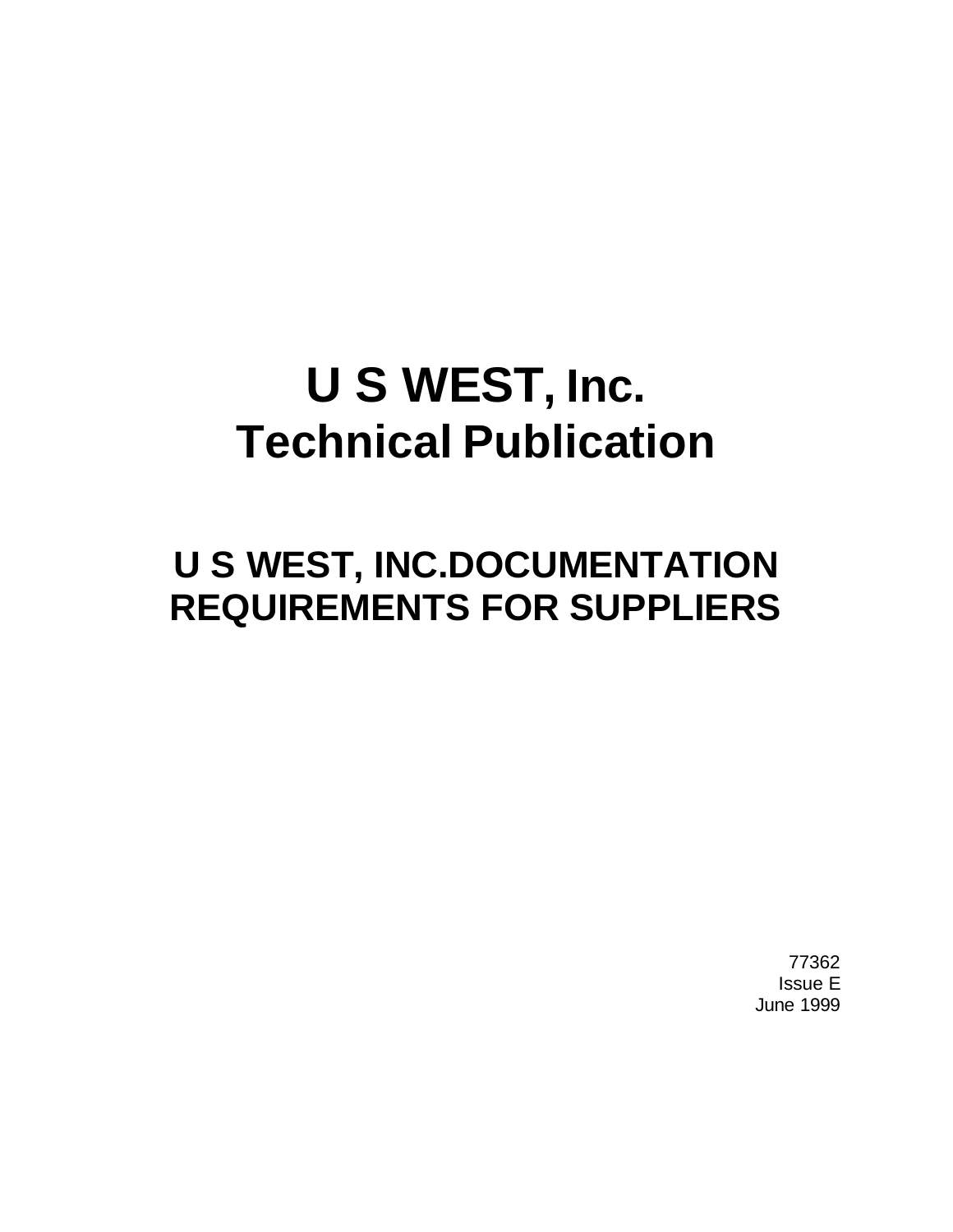# U S WEST, Inc.
# Technical Publication

## U S WEST, INC.DOCUMENTATION REQUIREMENTS FOR SUPPLIERS

77362
Issue E
June 1999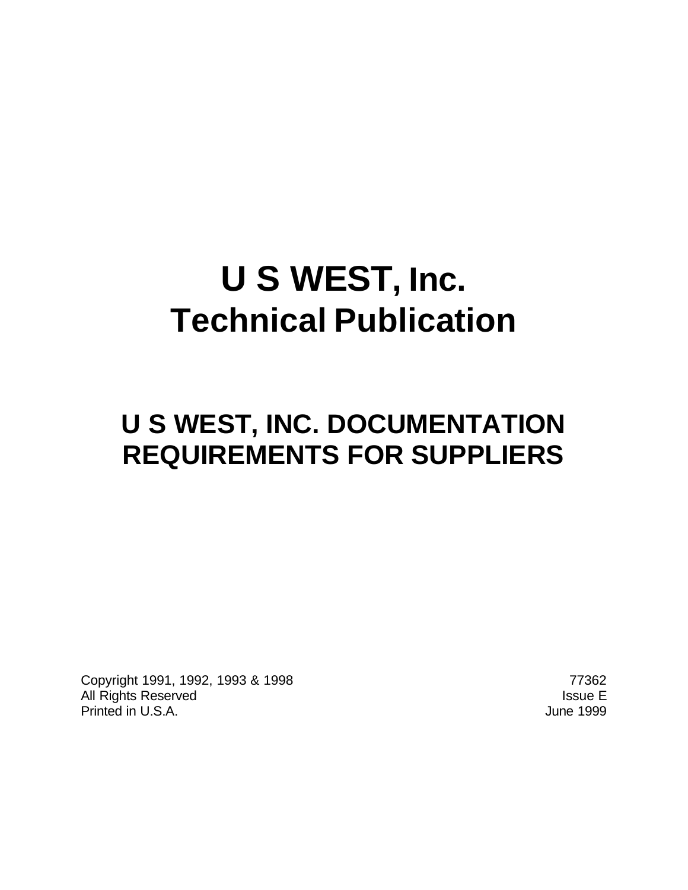# U S WEST, Inc.
# Technical Publication

## U S WEST, INC. DOCUMENTATION REQUIREMENTS FOR SUPPLIERS

Copyright 1991, 1992, 1993 & 1998
All Rights Reserved
Printed in U.S.A.

77362
Issue E
June 1999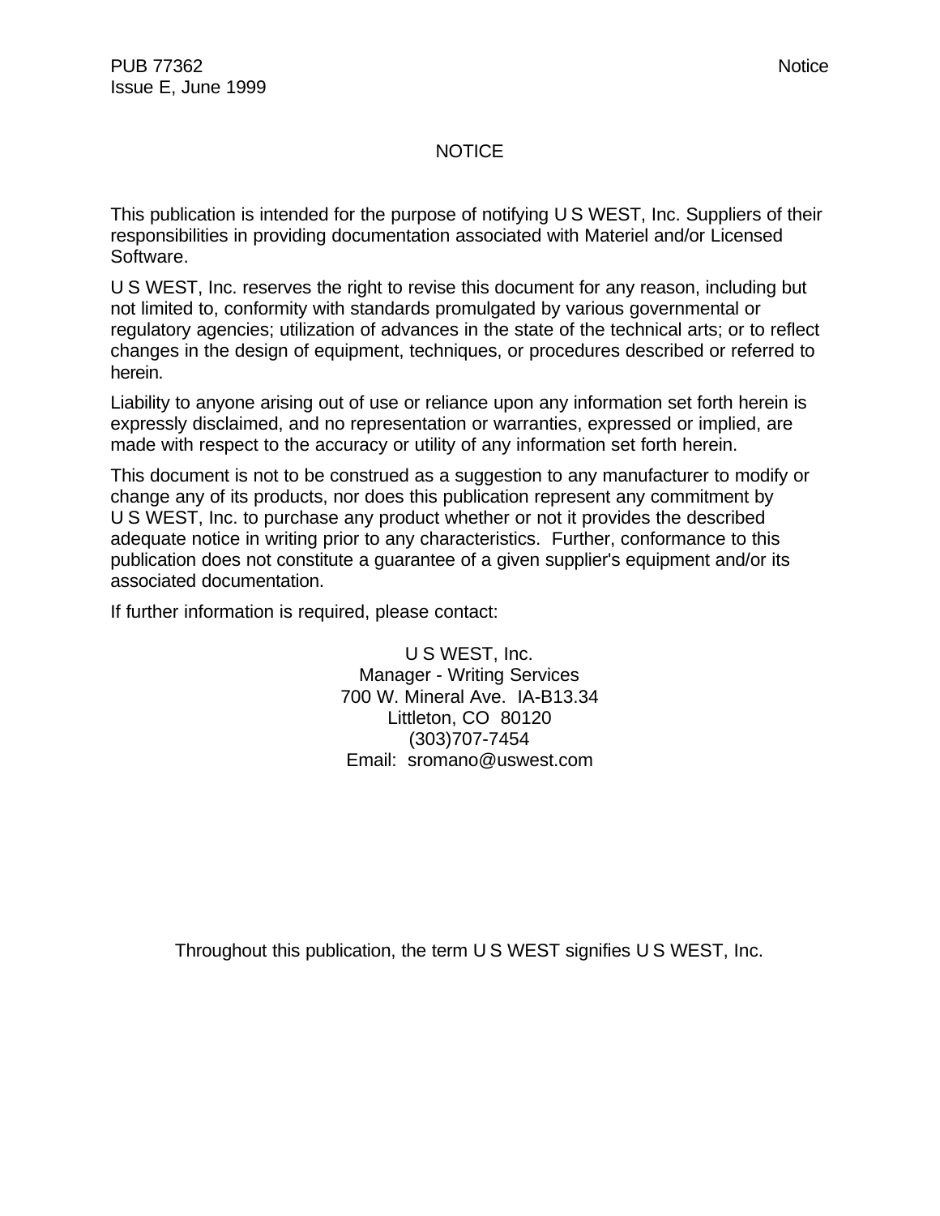# NOTICE

This publication is intended for the purpose of notifying U S WEST, Inc. Suppliers of their responsibilities in providing documentation associated with Materiel and/or Licensed Software.

U S WEST, Inc. reserves the right to revise this document for any reason, including but not limited to, conformity with standards promulgated by various governmental or regulatory agencies; utilization of advances in the state of the technical arts; or to reflect changes in the design of equipment, techniques, or procedures described or referred to herein.

Liability to anyone arising out of use or reliance upon any information set forth herein is expressly disclaimed, and no representation or warranties, expressed or implied, are made with respect to the accuracy or utility of any information set forth herein.

This document is not to be construed as a suggestion to any manufacturer to modify or change any of its products, nor does this publication represent any commitment by U S WEST, Inc. to purchase any product whether or not it provides the described adequate notice in writing prior to any characteristics. Further, conformance to this publication does not constitute a guarantee of a given supplier's equipment and/or its associated documentation.

If further information is required, please contact:

U S WEST, Inc.
Manager - Writing Services
700 W. Mineral Ave. IA-B13.34
Littleton, CO 80120
(303)707-7454
Email: sromano@uswest.com

Throughout this publication, the term U S WEST signifies U S WEST, Inc.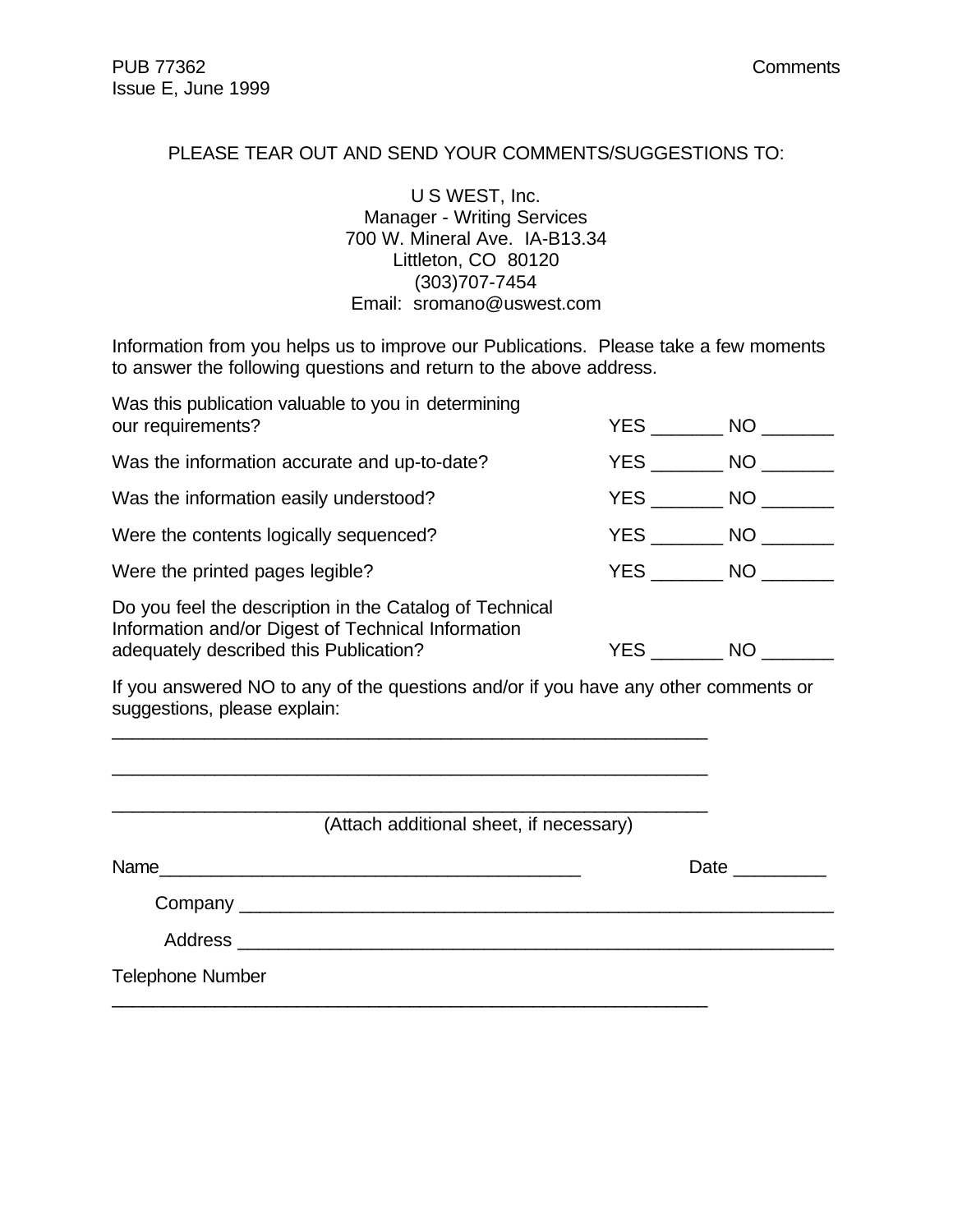PLEASE TEAR OUT AND SEND YOUR COMMENTS/SUGGESTIONS TO:

U S WEST, Inc.
Manager - Writing Services
700 W. Mineral Ave. IA-B13.34
Littleton, CO 80120
(303)707-7454
Email: sromano@uswest.com

Information from you helps us to improve our Publications. Please take a few moments to answer the following questions and return to the above address.

| | |
|---|---|
| Was this publication valuable to you in determining our requirements? | YES _______ NO _______ |
| Was the information accurate and up-to-date? | YES _______ NO _______ |
| Was the information easily understood? | YES _______ NO _______ |
| Were the contents logically sequenced? | YES _______ NO _______ |
| Were the printed pages legible? | YES _______ NO _______ |
| Do you feel the description in the Catalog of Technical Information and/or Digest of Technical Information adequately described this Publication? | YES _______ NO _______ |

If you answered NO to any of the questions and/or if you have any other comments or suggestions, please explain:

___________________________________________________________

___________________________________________________________

___________________________________________________________

(Attach additional sheet, if necessary)

Name_________________________________________ Date _________

Company ___________________________________________________________

Address ___________________________________________________________

Telephone Number ___________________________________________________________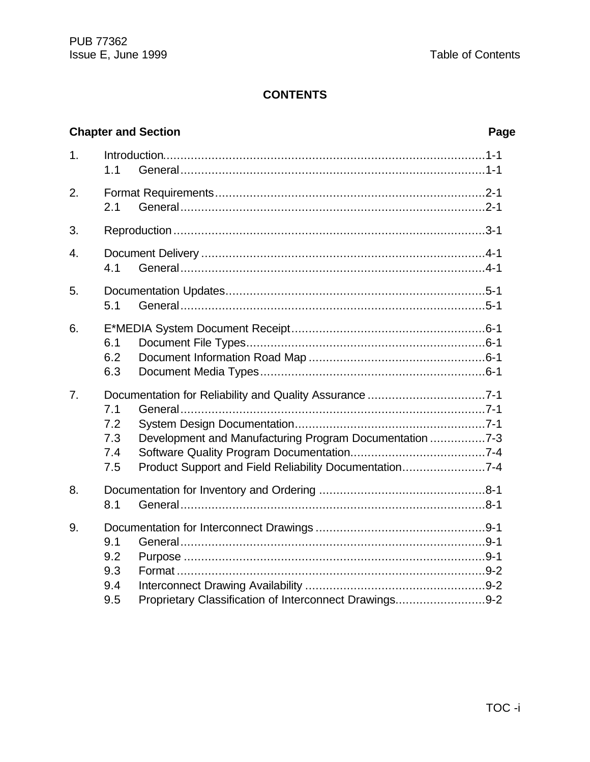## CONTENTS

| Chapter and Section | | Page |
|---|---|---|
| 1. | Introduction | 1-1 |
| | 1.1 General | 1-1 |
| 2. | Format Requirements | 2-1 |
| | 2.1 General | 2-1 |
| 3. | Reproduction | 3-1 |
| 4. | Document Delivery | 4-1 |
| | 4.1 General | 4-1 |
| 5. | Documentation Updates | 5-1 |
| | 5.1 General | 5-1 |
| 6. | E*MEDIA System Document Receipt | 6-1 |
| | 6.1 Document File Types | 6-1 |
| | 6.2 Document Information Road Map | 6-1 |
| | 6.3 Document Media Types | 6-1 |
| 7. | Documentation for Reliability and Quality Assurance | 7-1 |
| | 7.1 General | 7-1 |
| | 7.2 System Design Documentation | 7-1 |
| | 7.3 Development and Manufacturing Program Documentation | 7-3 |
| | 7.4 Software Quality Program Documentation | 7-4 |
| | 7.5 Product Support and Field Reliability Documentation | 7-4 |
| 8. | Documentation for Inventory and Ordering | 8-1 |
| | 8.1 General | 8-1 |
| 9. | Documentation for Interconnect Drawings | 9-1 |
| | 9.1 General | 9-1 |
| | 9.2 Purpose | 9-1 |
| | 9.3 Format | 9-2 |
| | 9.4 Interconnect Drawing Availability | 9-2 |
| | 9.5 Proprietary Classification of Interconnect Drawings | 9-2 |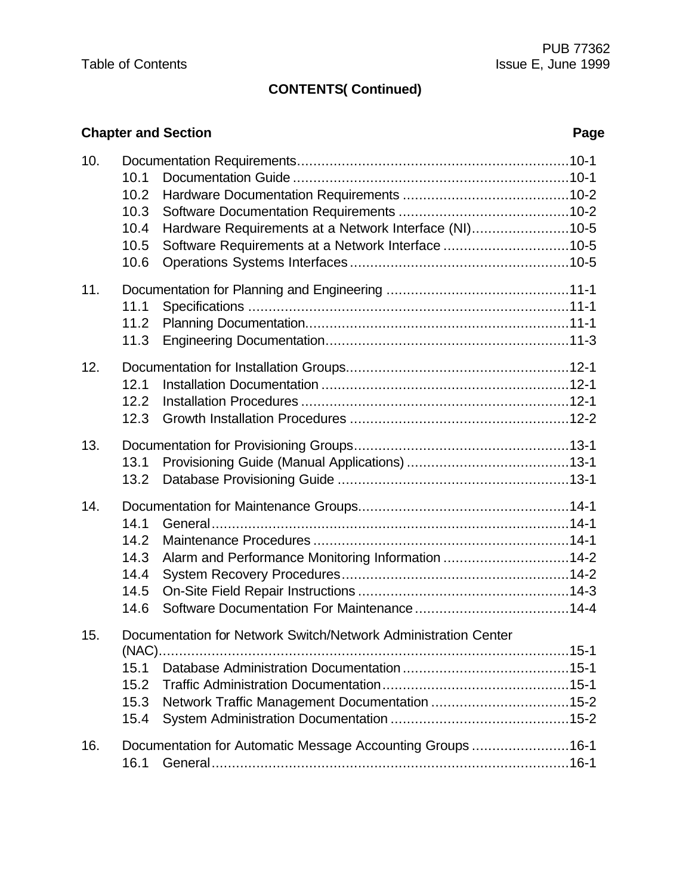**CONTENTS( Continued)**

| Chapter and Section | Page |
|---|---|
| 10. Documentation Requirements | 10-1 |
| 10.1 Documentation Guide | 10-1 |
| 10.2 Hardware Documentation Requirements | 10-2 |
| 10.3 Software Documentation Requirements | 10-2 |
| 10.4 Hardware Requirements at a Network Interface (NI) | 10-5 |
| 10.5 Software Requirements at a Network Interface | 10-5 |
| 10.6 Operations Systems Interfaces | 10-5 |
| 11. Documentation for Planning and Engineering | 11-1 |
| 11.1 Specifications | 11-1 |
| 11.2 Planning Documentation | 11-1 |
| 11.3 Engineering Documentation | 11-3 |
| 12. Documentation for Installation Groups | 12-1 |
| 12.1 Installation Documentation | 12-1 |
| 12.2 Installation Procedures | 12-1 |
| 12.3 Growth Installation Procedures | 12-2 |
| 13. Documentation for Provisioning Groups | 13-1 |
| 13.1 Provisioning Guide (Manual Applications) | 13-1 |
| 13.2 Database Provisioning Guide | 13-1 |
| 14. Documentation for Maintenance Groups | 14-1 |
| 14.1 General | 14-1 |
| 14.2 Maintenance Procedures | 14-1 |
| 14.3 Alarm and Performance Monitoring Information | 14-2 |
| 14.4 System Recovery Procedures | 14-2 |
| 14.5 On-Site Field Repair Instructions | 14-3 |
| 14.6 Software Documentation For Maintenance | 14-4 |
| 15. Documentation for Network Switch/Network Administration Center (NAC) | 15-1 |
| 15.1 Database Administration Documentation | 15-1 |
| 15.2 Traffic Administration Documentation | 15-1 |
| 15.3 Network Traffic Management Documentation | 15-2 |
| 15.4 System Administration Documentation | 15-2 |
| 16. Documentation for Automatic Message Accounting Groups | 16-1 |
| 16.1 General | 16-1 |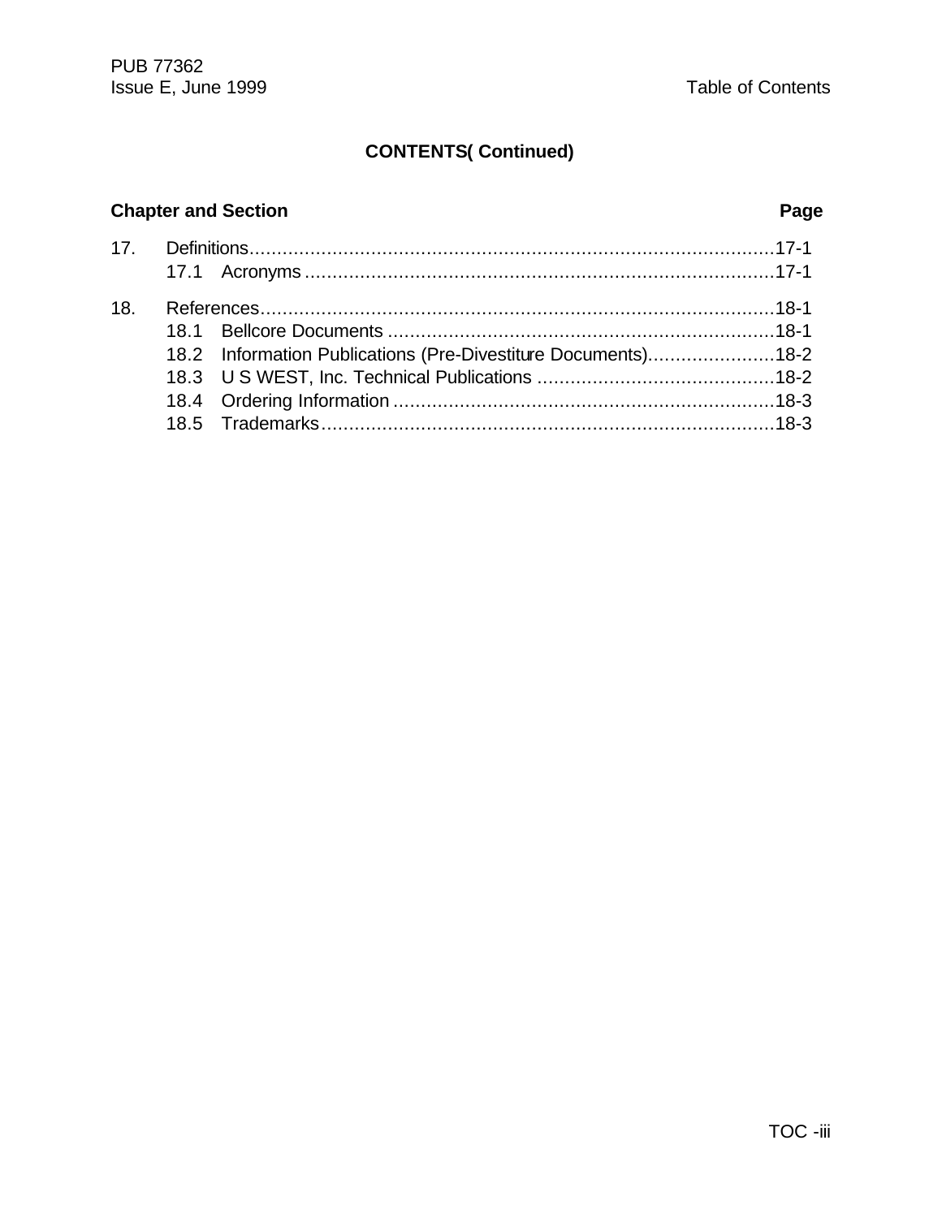## CONTENTS( Continued)

| Chapter and Section | | Page |
|---|---|---|
| 17. | Definitions | 17-1 |
| | 17.1 Acronyms | 17-1 |
| 18. | References | 18-1 |
| | 18.1 Bellcore Documents | 18-1 |
| | 18.2 Information Publications (Pre-Divestiture Documents) | 18-2 |
| | 18.3 U S WEST, Inc. Technical Publications | 18-2 |
| | 18.4 Ordering Information | 18-3 |
| | 18.5 Trademarks | 18-3 |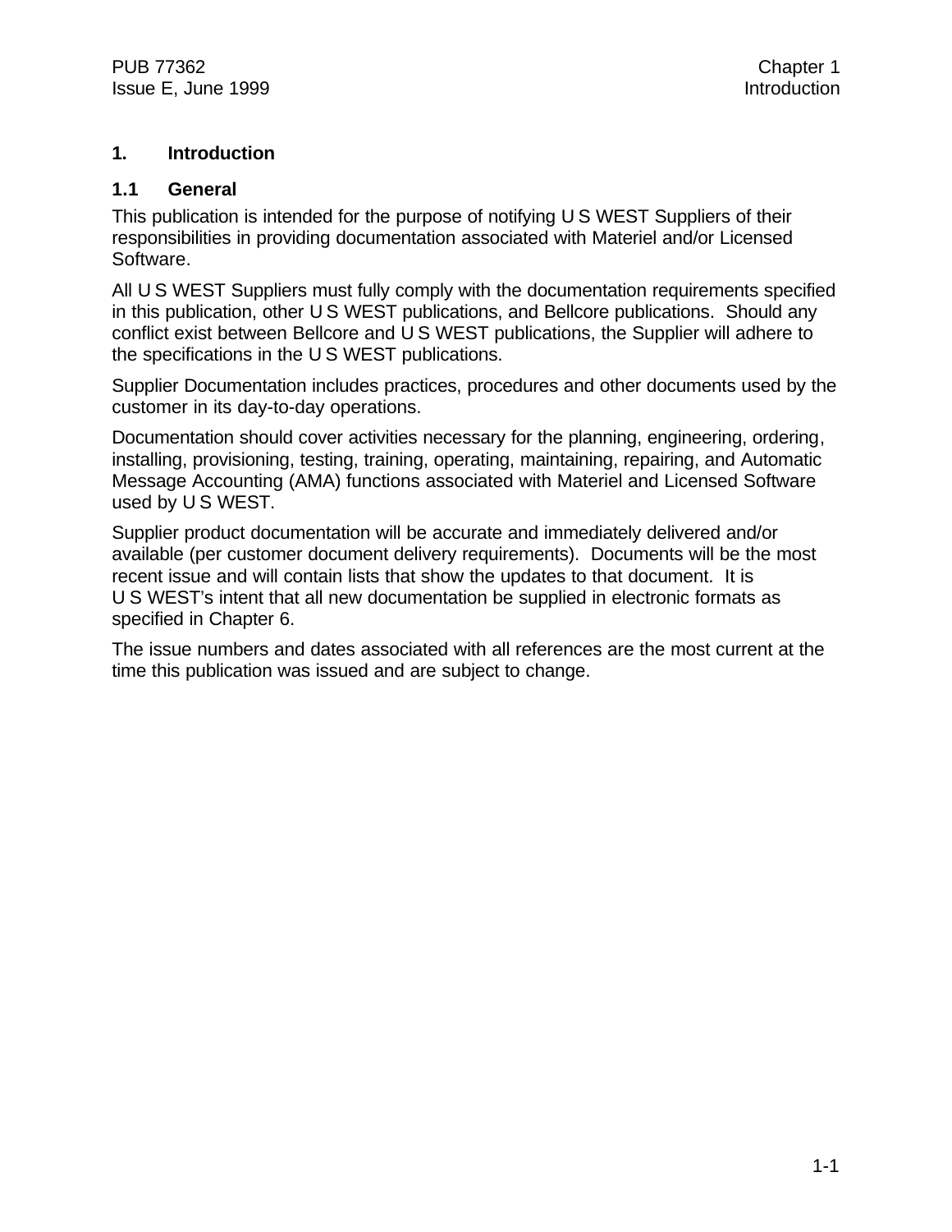# 1. Introduction

## 1.1 General

This publication is intended for the purpose of notifying U S WEST Suppliers of their responsibilities in providing documentation associated with Materiel and/or Licensed Software.

All U S WEST Suppliers must fully comply with the documentation requirements specified in this publication, other U S WEST publications, and Bellcore publications. Should any conflict exist between Bellcore and U S WEST publications, the Supplier will adhere to the specifications in the U S WEST publications.

Supplier Documentation includes practices, procedures and other documents used by the customer in its day-to-day operations.

Documentation should cover activities necessary for the planning, engineering, ordering, installing, provisioning, testing, training, operating, maintaining, repairing, and Automatic Message Accounting (AMA) functions associated with Materiel and Licensed Software used by U S WEST.

Supplier product documentation will be accurate and immediately delivered and/or available (per customer document delivery requirements). Documents will be the most recent issue and will contain lists that show the updates to that document. It is U S WEST's intent that all new documentation be supplied in electronic formats as specified in Chapter 6.

The issue numbers and dates associated with all references are the most current at the time this publication was issued and are subject to change.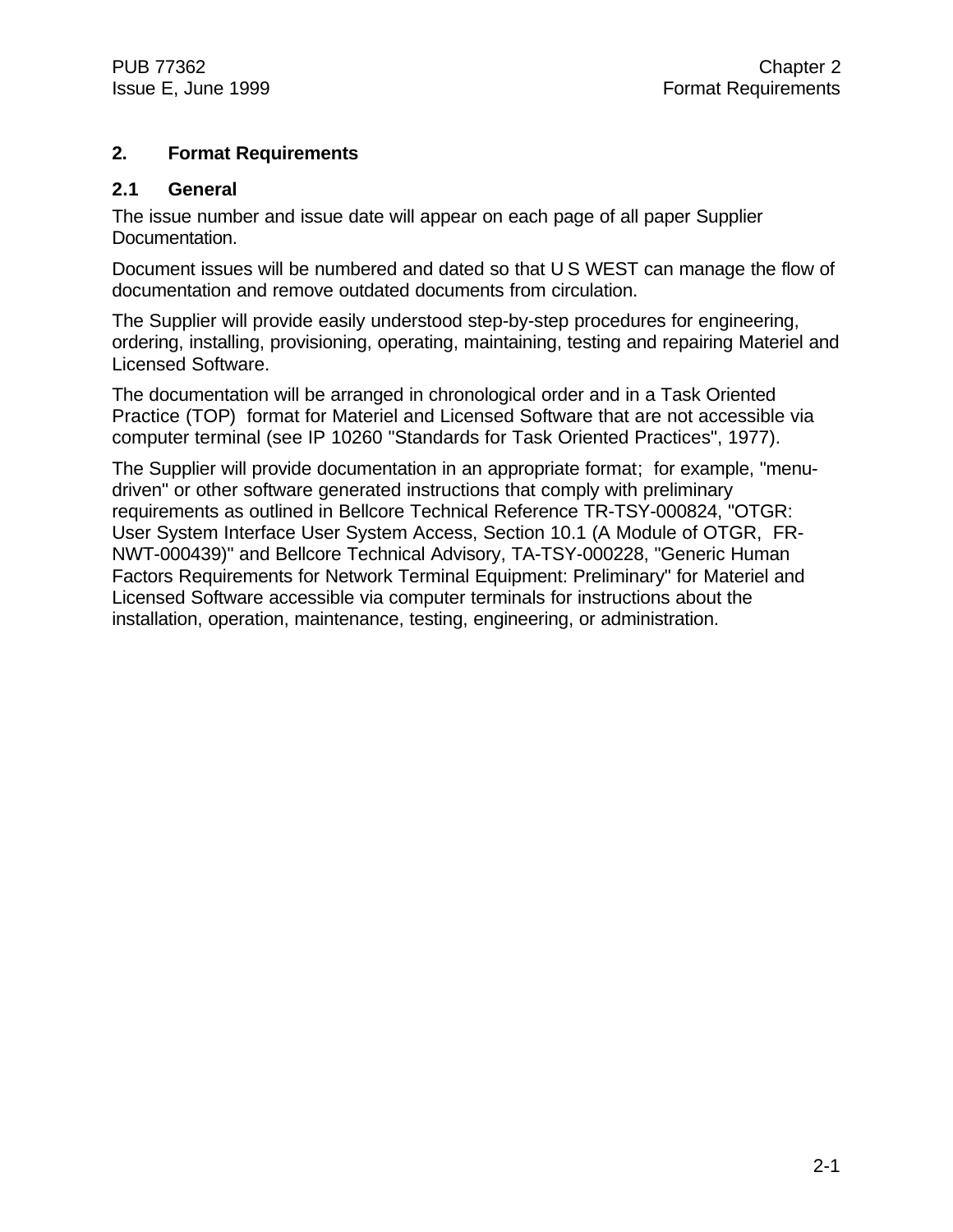# 2. Format Requirements

## 2.1 General

The issue number and issue date will appear on each page of all paper Supplier Documentation.

Document issues will be numbered and dated so that U S WEST can manage the flow of documentation and remove outdated documents from circulation.

The Supplier will provide easily understood step-by-step procedures for engineering, ordering, installing, provisioning, operating, maintaining, testing and repairing Materiel and Licensed Software.

The documentation will be arranged in chronological order and in a Task Oriented Practice (TOP) format for Materiel and Licensed Software that are not accessible via computer terminal (see IP 10260 "Standards for Task Oriented Practices", 1977).

The Supplier will provide documentation in an appropriate format; for example, "menu-driven" or other software generated instructions that comply with preliminary requirements as outlined in Bellcore Technical Reference TR-TSY-000824, "OTGR: User System Interface User System Access, Section 10.1 (A Module of OTGR, FR-NWT-000439)" and Bellcore Technical Advisory, TA-TSY-000228, "Generic Human Factors Requirements for Network Terminal Equipment: Preliminary" for Materiel and Licensed Software accessible via computer terminals for instructions about the installation, operation, maintenance, testing, engineering, or administration.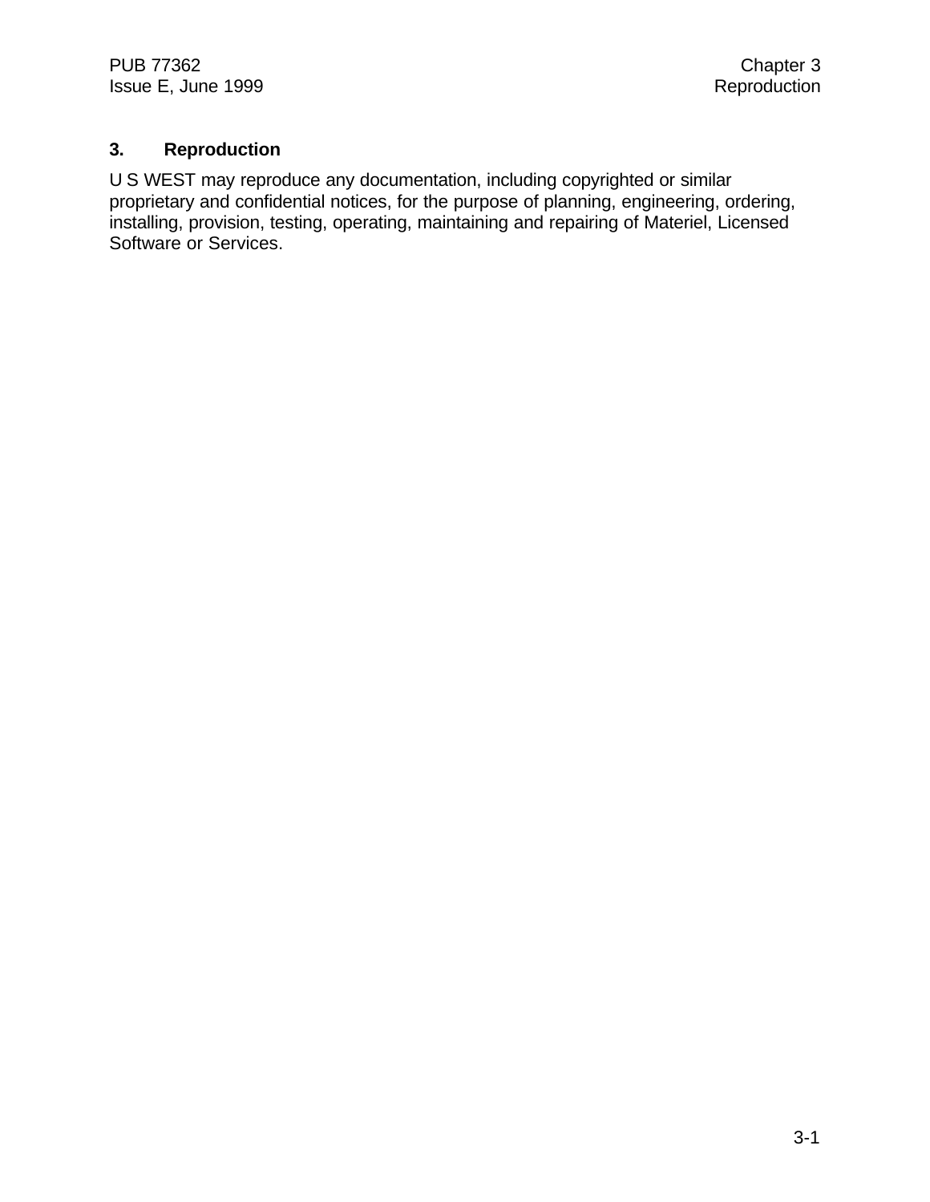# 3. Reproduction

U S WEST may reproduce any documentation, including copyrighted or similar proprietary and confidential notices, for the purpose of planning, engineering, ordering, installing, provision, testing, operating, maintaining and repairing of Materiel, Licensed Software or Services.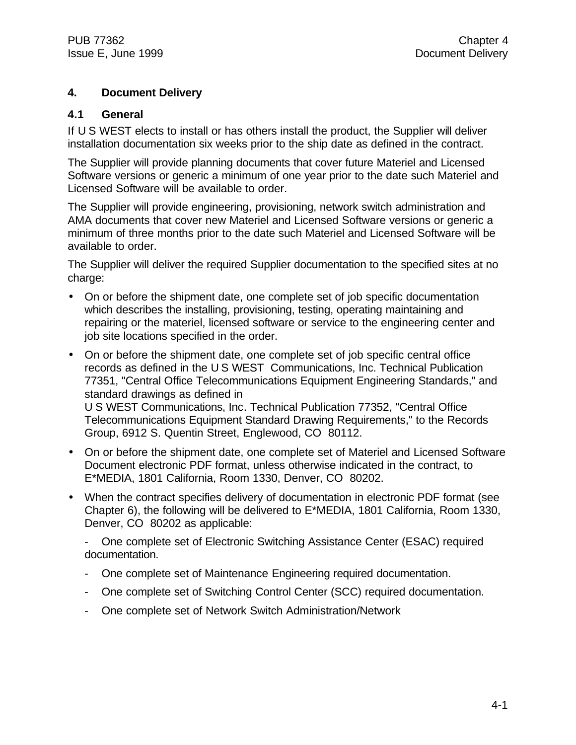# 4. Document Delivery

## 4.1 General

If U S WEST elects to install or has others install the product, the Supplier will deliver installation documentation six weeks prior to the ship date as defined in the contract.

The Supplier will provide planning documents that cover future Materiel and Licensed Software versions or generic a minimum of one year prior to the date such Materiel and Licensed Software will be available to order.

The Supplier will provide engineering, provisioning, network switch administration and AMA documents that cover new Materiel and Licensed Software versions or generic a minimum of three months prior to the date such Materiel and Licensed Software will be available to order.

The Supplier will deliver the required Supplier documentation to the specified sites at no charge:

- On or before the shipment date, one complete set of job specific documentation which describes the installing, provisioning, testing, operating maintaining and repairing or the materiel, licensed software or service to the engineering center and job site locations specified in the order.
- On or before the shipment date, one complete set of job specific central office records as defined in the U S WEST Communications, Inc. Technical Publication 77351, "Central Office Telecommunications Equipment Engineering Standards," and standard drawings as defined in U S WEST Communications, Inc. Technical Publication 77352, "Central Office Telecommunications Equipment Standard Drawing Requirements," to the Records Group, 6912 S. Quentin Street, Englewood, CO 80112.
- On or before the shipment date, one complete set of Materiel and Licensed Software Document electronic PDF format, unless otherwise indicated in the contract, to E*MEDIA, 1801 California, Room 1330, Denver, CO 80202.
- When the contract specifies delivery of documentation in electronic PDF format (see Chapter 6), the following will be delivered to E*MEDIA, 1801 California, Room 1330, Denver, CO 80202 as applicable:
  - One complete set of Electronic Switching Assistance Center (ESAC) required documentation.
  - One complete set of Maintenance Engineering required documentation.
  - One complete set of Switching Control Center (SCC) required documentation.
  - One complete set of Network Switch Administration/Network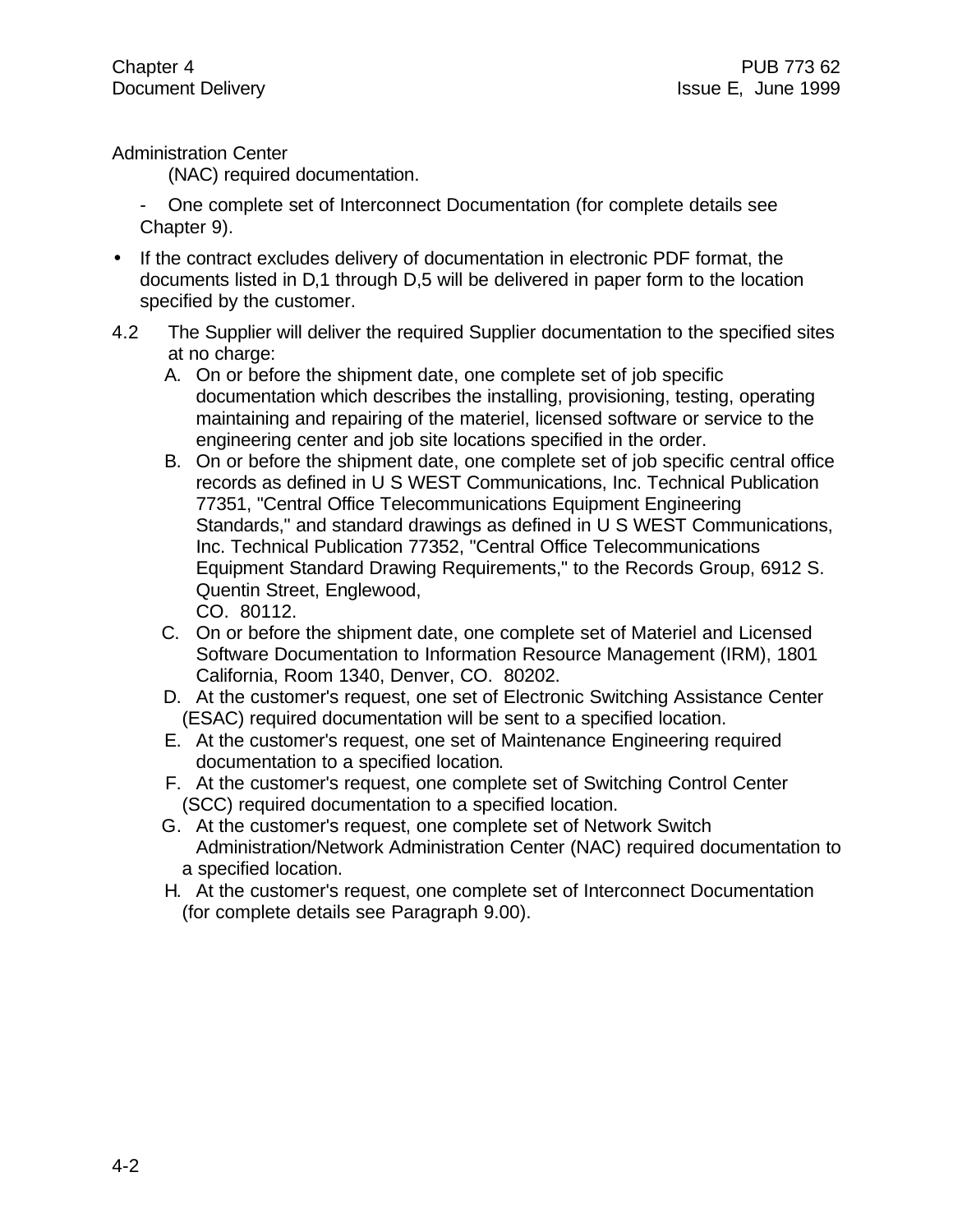Administration Center
(NAC) required documentation.

- One complete set of Interconnect Documentation (for complete details see Chapter 9).

- If the contract excludes delivery of documentation in electronic PDF format, the documents listed in D,1 through D,5 will be delivered in paper form to the location specified by the customer.

4.2 The Supplier will deliver the required Supplier documentation to the specified sites at no charge:

A. On or before the shipment date, one complete set of job specific documentation which describes the installing, provisioning, testing, operating maintaining and repairing of the materiel, licensed software or service to the engineering center and job site locations specified in the order.

B. On or before the shipment date, one complete set of job specific central office records as defined in U S WEST Communications, Inc. Technical Publication 77351, "Central Office Telecommunications Equipment Engineering Standards," and standard drawings as defined in U S WEST Communications, Inc. Technical Publication 77352, "Central Office Telecommunications Equipment Standard Drawing Requirements," to the Records Group, 6912 S. Quentin Street, Englewood, CO. 80112.

C. On or before the shipment date, one complete set of Materiel and Licensed Software Documentation to Information Resource Management (IRM), 1801 California, Room 1340, Denver, CO. 80202.

D. At the customer's request, one set of Electronic Switching Assistance Center (ESAC) required documentation will be sent to a specified location.

E. At the customer's request, one set of Maintenance Engineering required documentation to a specified location.

F. At the customer's request, one complete set of Switching Control Center (SCC) required documentation to a specified location.

G. At the customer's request, one complete set of Network Switch Administration/Network Administration Center (NAC) required documentation to a specified location.

H. At the customer's request, one complete set of Interconnect Documentation (for complete details see Paragraph 9.00).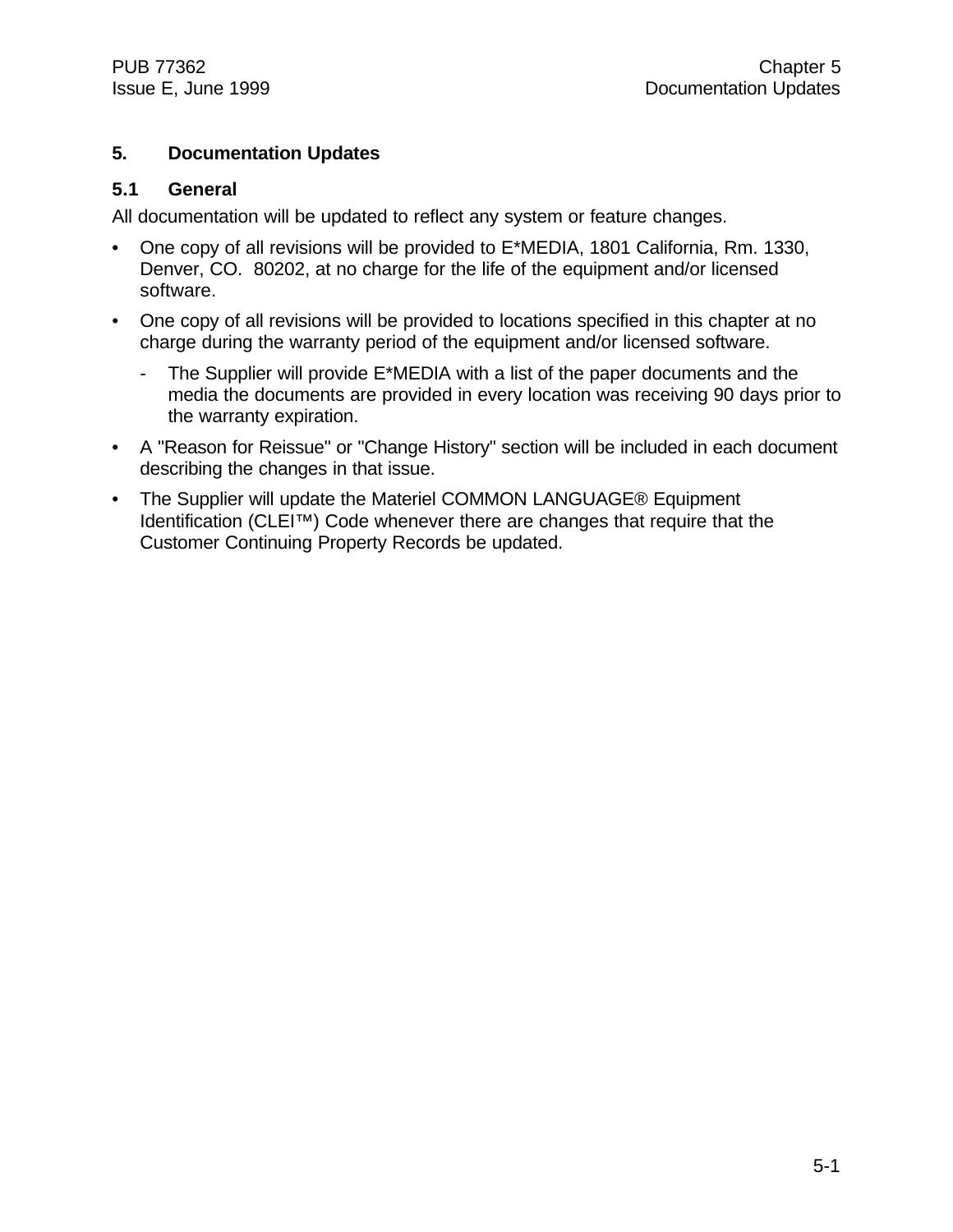# 5. Documentation Updates

## 5.1 General

All documentation will be updated to reflect any system or feature changes.

- One copy of all revisions will be provided to E*MEDIA, 1801 California, Rm. 1330, Denver, CO.  80202, at no charge for the life of the equipment and/or licensed software.
- One copy of all revisions will be provided to locations specified in this chapter at no charge during the warranty period of the equipment and/or licensed software.
  - The Supplier will provide E*MEDIA with a list of the paper documents and the media the documents are provided in every location was receiving 90 days prior to the warranty expiration.
- A "Reason for Reissue" or "Change History" section will be included in each document describing the changes in that issue.
- The Supplier will update the Materiel COMMON LANGUAGE® Equipment Identification (CLEI™) Code whenever there are changes that require that the Customer Continuing Property Records be updated.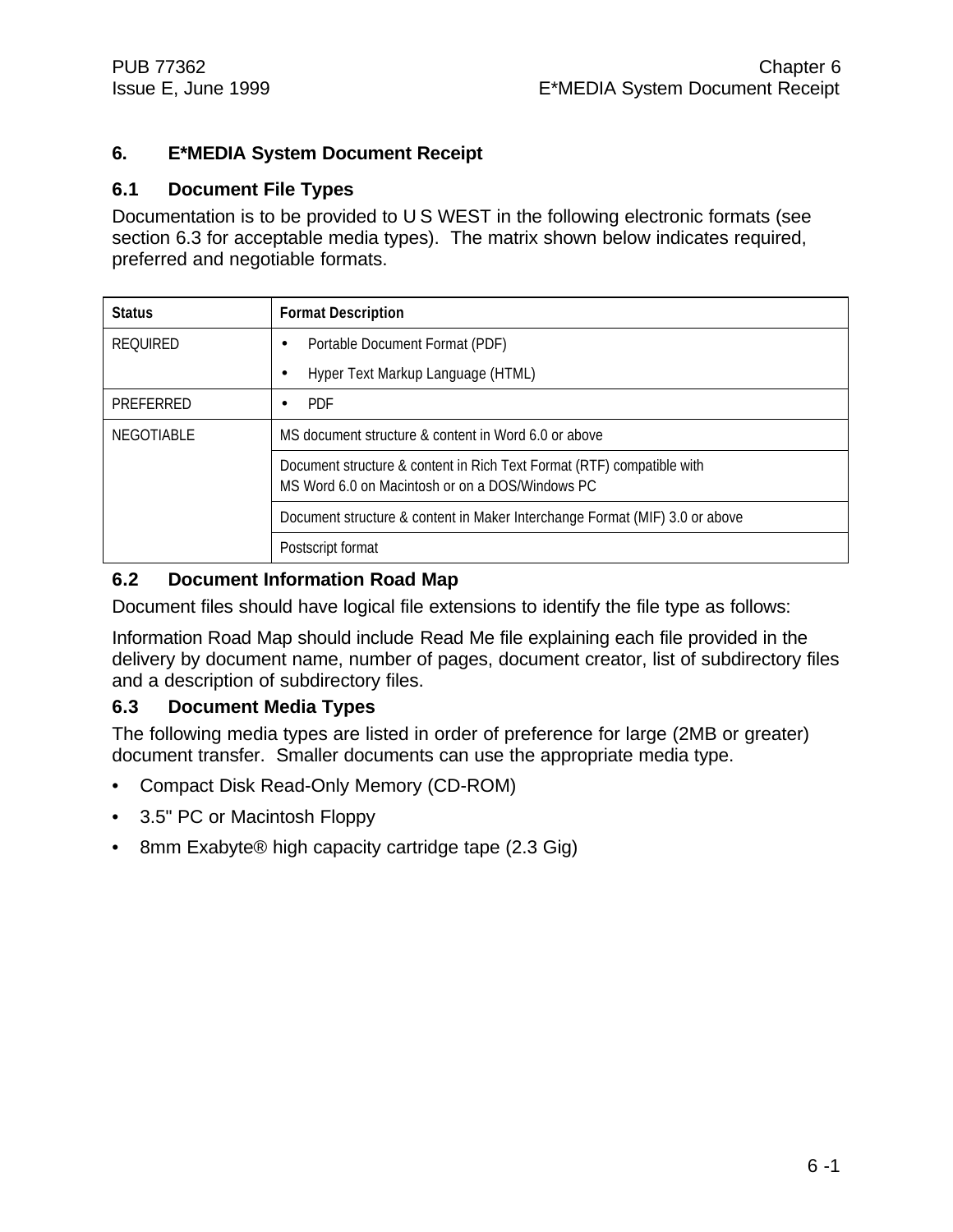# 6. E*MEDIA System Document Receipt

## 6.1 Document File Types

Documentation is to be provided to U S WEST in the following electronic formats (see section 6.3 for acceptable media types). The matrix shown below indicates required, preferred and negotiable formats.

| Status | Format Description |
|---|---|
| REQUIRED | • Portable Document Format (PDF)<br>• Hyper Text Markup Language (HTML) |
| PREFERRED | • PDF |
| NEGOTIABLE | MS document structure & content in Word 6.0 or above |
| | Document structure & content in Rich Text Format (RTF) compatible with MS Word 6.0 on Macintosh or on a DOS/Windows PC |
| | Document structure & content in Maker Interchange Format (MIF) 3.0 or above |
| | Postscript format |

## 6.2 Document Information Road Map

Document files should have logical file extensions to identify the file type as follows:

Information Road Map should include Read Me file explaining each file provided in the delivery by document name, number of pages, document creator, list of subdirectory files and a description of subdirectory files.

## 6.3 Document Media Types

The following media types are listed in order of preference for large (2MB or greater) document transfer. Smaller documents can use the appropriate media type.

- Compact Disk Read-Only Memory (CD-ROM)
- 3.5" PC or Macintosh Floppy
- 8mm Exabyte® high capacity cartridge tape (2.3 Gig)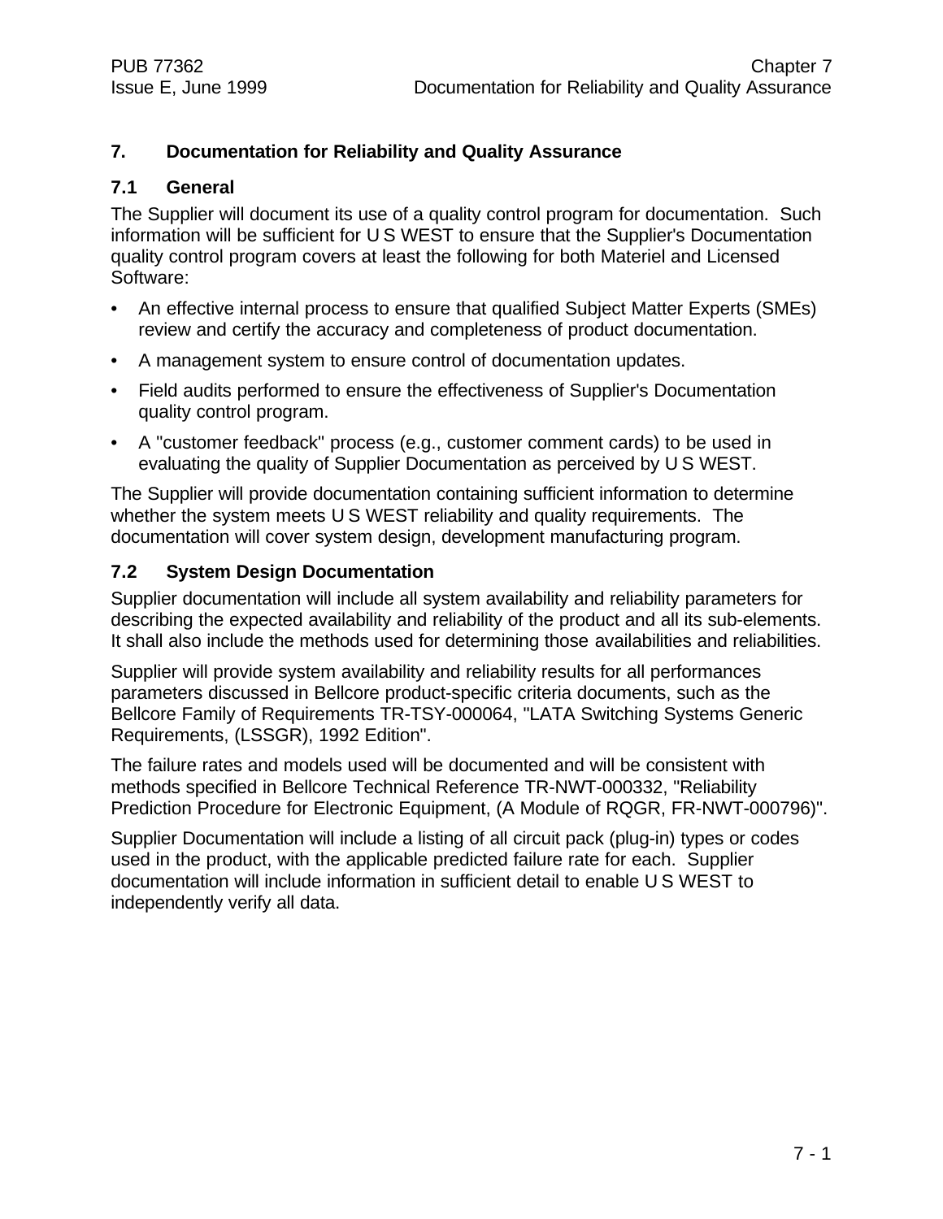# 7. Documentation for Reliability and Quality Assurance

## 7.1 General

The Supplier will document its use of a quality control program for documentation. Such information will be sufficient for U S WEST to ensure that the Supplier's Documentation quality control program covers at least the following for both Materiel and Licensed Software:

- An effective internal process to ensure that qualified Subject Matter Experts (SMEs) review and certify the accuracy and completeness of product documentation.
- A management system to ensure control of documentation updates.
- Field audits performed to ensure the effectiveness of Supplier's Documentation quality control program.
- A "customer feedback" process (e.g., customer comment cards) to be used in evaluating the quality of Supplier Documentation as perceived by U S WEST.

The Supplier will provide documentation containing sufficient information to determine whether the system meets U S WEST reliability and quality requirements. The documentation will cover system design, development manufacturing program.

## 7.2 System Design Documentation

Supplier documentation will include all system availability and reliability parameters for describing the expected availability and reliability of the product and all its sub-elements. It shall also include the methods used for determining those availabilities and reliabilities.

Supplier will provide system availability and reliability results for all performances parameters discussed in Bellcore product-specific criteria documents, such as the Bellcore Family of Requirements TR-TSY-000064, "LATA Switching Systems Generic Requirements, (LSSGR), 1992 Edition".

The failure rates and models used will be documented and will be consistent with methods specified in Bellcore Technical Reference TR-NWT-000332, "Reliability Prediction Procedure for Electronic Equipment, (A Module of RQGR, FR-NWT-000796)".

Supplier Documentation will include a listing of all circuit pack (plug-in) types or codes used in the product, with the applicable predicted failure rate for each. Supplier documentation will include information in sufficient detail to enable U S WEST to independently verify all data.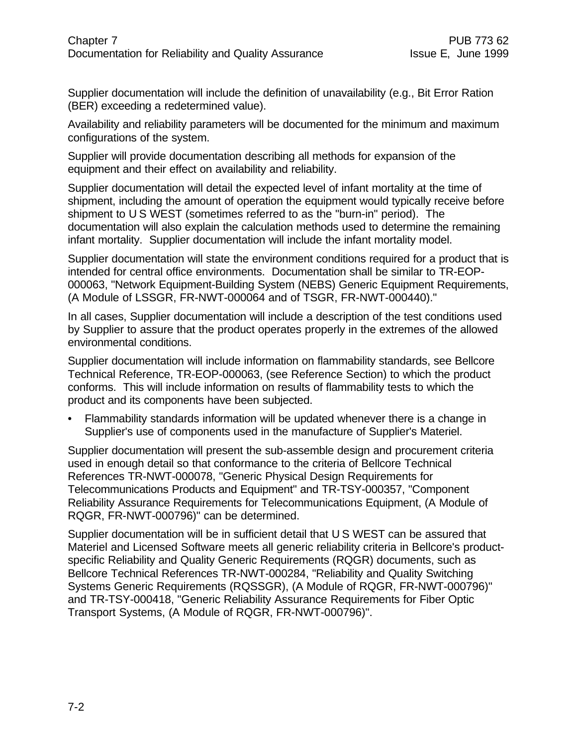Supplier documentation will include the definition of unavailability (e.g., Bit Error Ration (BER) exceeding a redetermined value).

Availability and reliability parameters will be documented for the minimum and maximum configurations of the system.

Supplier will provide documentation describing all methods for expansion of the equipment and their effect on availability and reliability.

Supplier documentation will detail the expected level of infant mortality at the time of shipment, including the amount of operation the equipment would typically receive before shipment to U S WEST (sometimes referred to as the "burn-in" period). The documentation will also explain the calculation methods used to determine the remaining infant mortality. Supplier documentation will include the infant mortality model.

Supplier documentation will state the environment conditions required for a product that is intended for central office environments. Documentation shall be similar to TR-EOP-000063, "Network Equipment-Building System (NEBS) Generic Equipment Requirements, (A Module of LSSGR, FR-NWT-000064 and of TSGR, FR-NWT-000440)."

In all cases, Supplier documentation will include a description of the test conditions used by Supplier to assure that the product operates properly in the extremes of the allowed environmental conditions.

Supplier documentation will include information on flammability standards, see Bellcore Technical Reference, TR-EOP-000063, (see Reference Section) to which the product conforms. This will include information on results of flammability tests to which the product and its components have been subjected.

- Flammability standards information will be updated whenever there is a change in Supplier's use of components used in the manufacture of Supplier's Materiel.

Supplier documentation will present the sub-assemble design and procurement criteria used in enough detail so that conformance to the criteria of Bellcore Technical References TR-NWT-000078, "Generic Physical Design Requirements for Telecommunications Products and Equipment" and TR-TSY-000357, "Component Reliability Assurance Requirements for Telecommunications Equipment, (A Module of RQGR, FR-NWT-000796)" can be determined.

Supplier documentation will be in sufficient detail that U S WEST can be assured that Materiel and Licensed Software meets all generic reliability criteria in Bellcore's product-specific Reliability and Quality Generic Requirements (RQGR) documents, such as Bellcore Technical References TR-NWT-000284, "Reliability and Quality Switching Systems Generic Requirements (RQSSGR), (A Module of RQGR, FR-NWT-000796)" and TR-TSY-000418, "Generic Reliability Assurance Requirements for Fiber Optic Transport Systems, (A Module of RQGR, FR-NWT-000796)".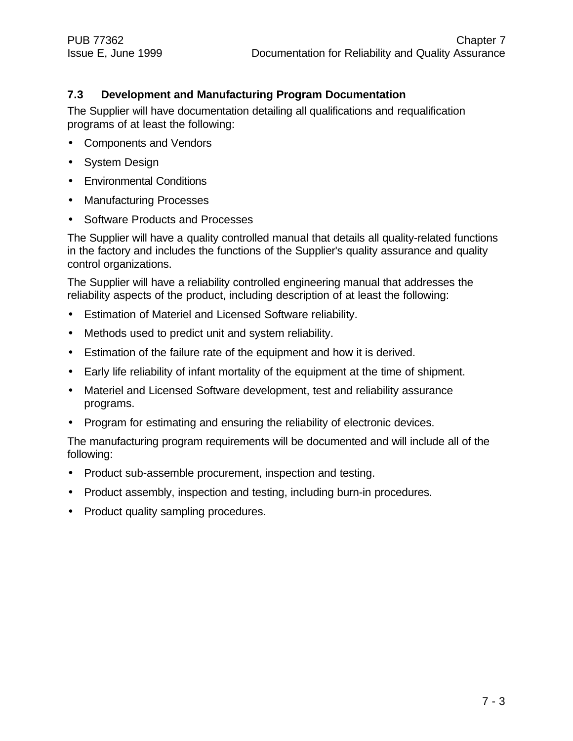### 7.3 Development and Manufacturing Program Documentation

The Supplier will have documentation detailing all qualifications and requalification programs of at least the following:

- Components and Vendors
- System Design
- Environmental Conditions
- Manufacturing Processes
- Software Products and Processes

The Supplier will have a quality controlled manual that details all quality-related functions in the factory and includes the functions of the Supplier's quality assurance and quality control organizations.

The Supplier will have a reliability controlled engineering manual that addresses the reliability aspects of the product, including description of at least the following:

- Estimation of Materiel and Licensed Software reliability.
- Methods used to predict unit and system reliability.
- Estimation of the failure rate of the equipment and how it is derived.
- Early life reliability of infant mortality of the equipment at the time of shipment.
- Materiel and Licensed Software development, test and reliability assurance programs.
- Program for estimating and ensuring the reliability of electronic devices.

The manufacturing program requirements will be documented and will include all of the following:

- Product sub-assemble procurement, inspection and testing.
- Product assembly, inspection and testing, including burn-in procedures.
- Product quality sampling procedures.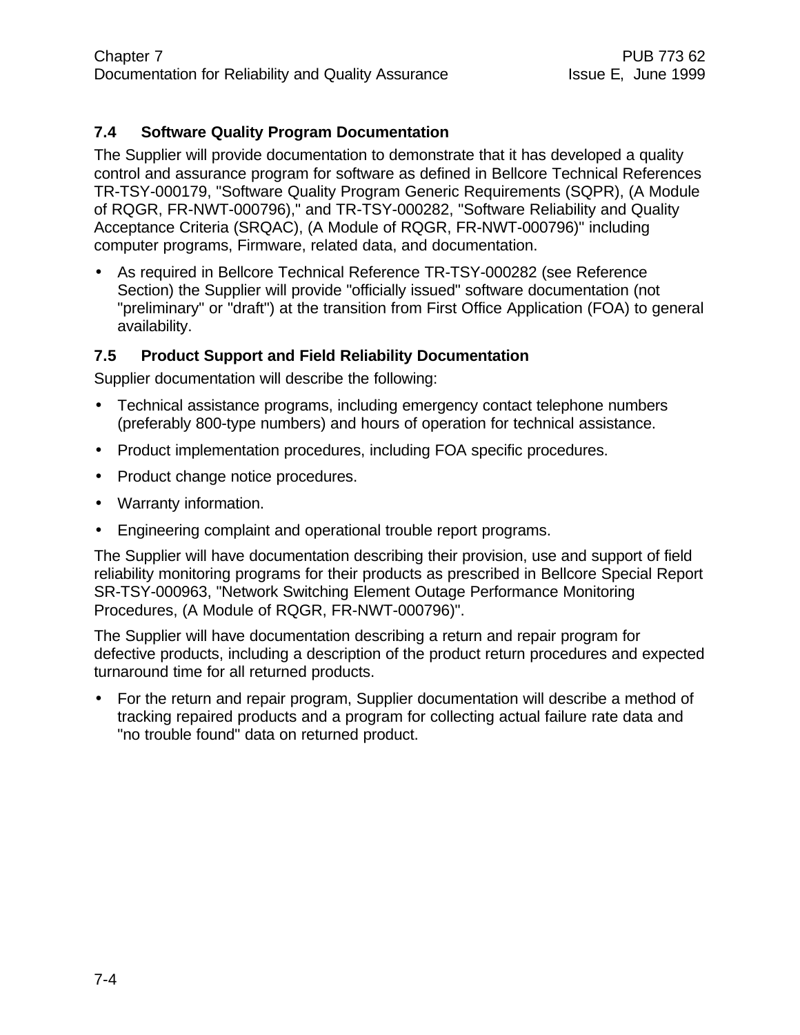## 7.4 Software Quality Program Documentation

The Supplier will provide documentation to demonstrate that it has developed a quality control and assurance program for software as defined in Bellcore Technical References TR-TSY-000179, "Software Quality Program Generic Requirements (SQPR), (A Module of RQGR, FR-NWT-000796)," and TR-TSY-000282, "Software Reliability and Quality Acceptance Criteria (SRQAC), (A Module of RQGR, FR-NWT-000796)" including computer programs, Firmware, related data, and documentation.

- As required in Bellcore Technical Reference TR-TSY-000282 (see Reference Section) the Supplier will provide "officially issued" software documentation (not "preliminary" or "draft") at the transition from First Office Application (FOA) to general availability.

## 7.5 Product Support and Field Reliability Documentation

Supplier documentation will describe the following:

- Technical assistance programs, including emergency contact telephone numbers (preferably 800-type numbers) and hours of operation for technical assistance.
- Product implementation procedures, including FOA specific procedures.
- Product change notice procedures.
- Warranty information.
- Engineering complaint and operational trouble report programs.

The Supplier will have documentation describing their provision, use and support of field reliability monitoring programs for their products as prescribed in Bellcore Special Report SR-TSY-000963, "Network Switching Element Outage Performance Monitoring Procedures, (A Module of RQGR, FR-NWT-000796)".

The Supplier will have documentation describing a return and repair program for defective products, including a description of the product return procedures and expected turnaround time for all returned products.

- For the return and repair program, Supplier documentation will describe a method of tracking repaired products and a program for collecting actual failure rate data and "no trouble found" data on returned product.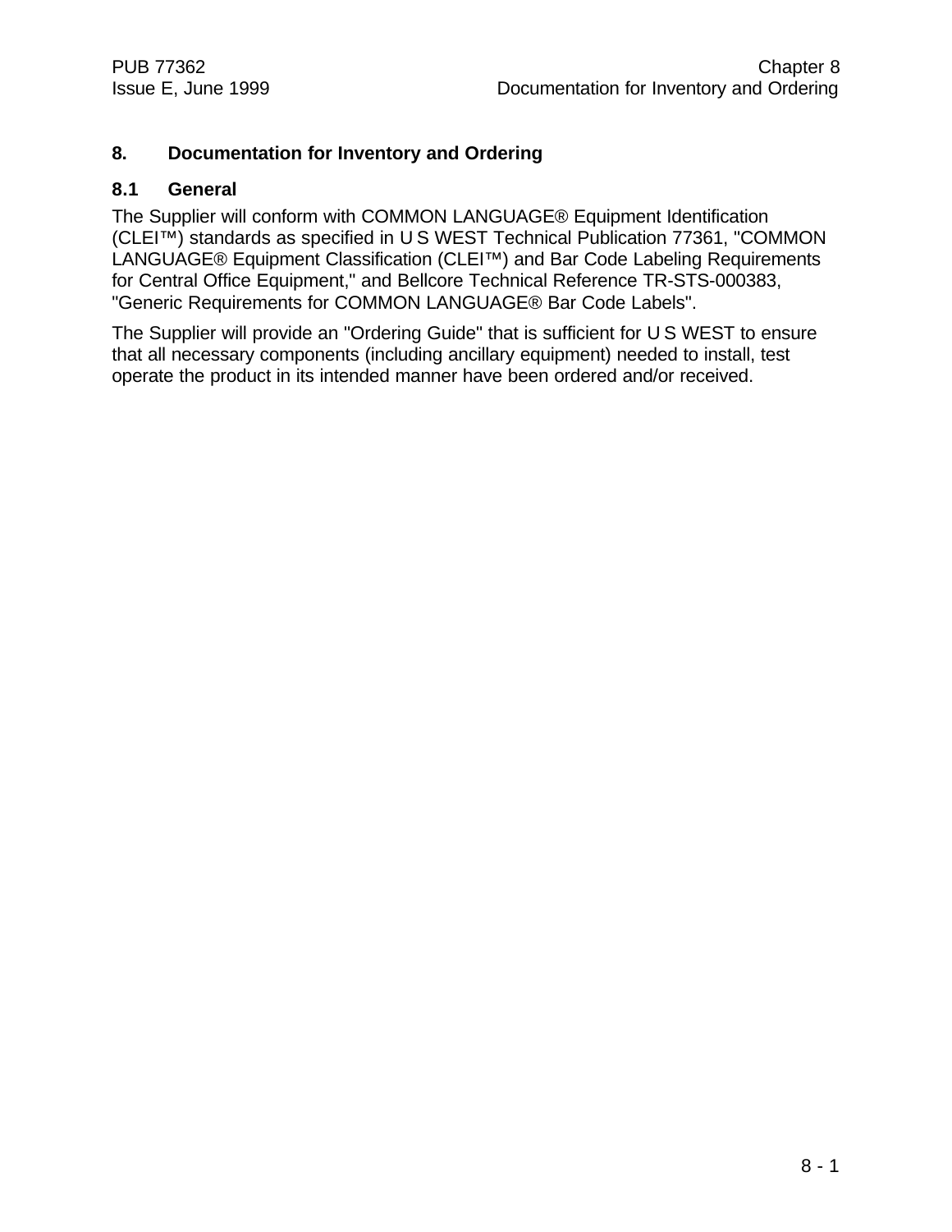# 8. Documentation for Inventory and Ordering

## 8.1 General

The Supplier will conform with COMMON LANGUAGE® Equipment Identification (CLEI™) standards as specified in U S WEST Technical Publication 77361, "COMMON LANGUAGE® Equipment Classification (CLEI™) and Bar Code Labeling Requirements for Central Office Equipment," and Bellcore Technical Reference TR-STS-000383, "Generic Requirements for COMMON LANGUAGE® Bar Code Labels".

The Supplier will provide an "Ordering Guide" that is sufficient for U S WEST to ensure that all necessary components (including ancillary equipment) needed to install, test operate the product in its intended manner have been ordered and/or received.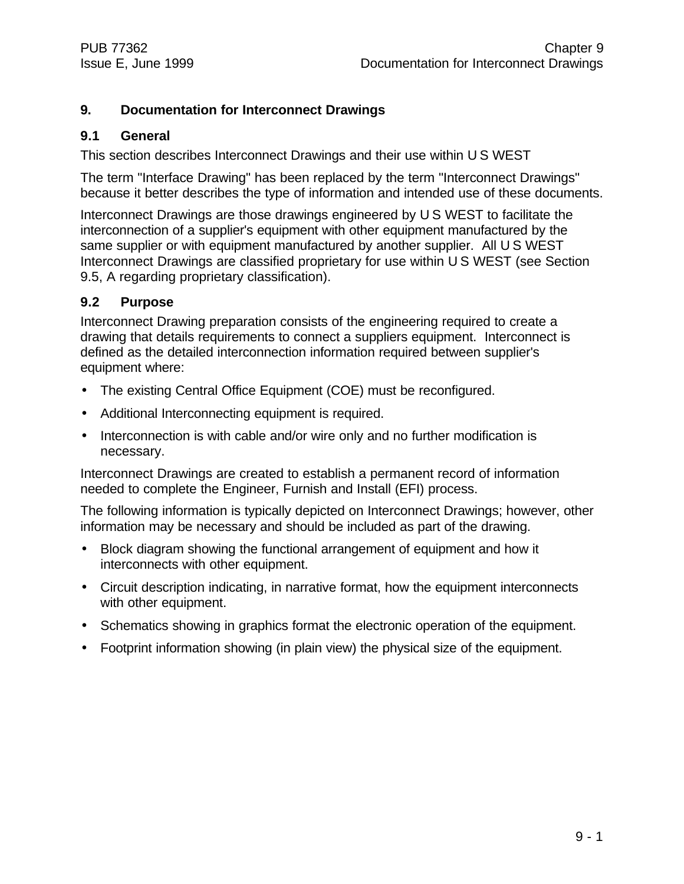# 9. Documentation for Interconnect Drawings

## 9.1 General

This section describes Interconnect Drawings and their use within U S WEST

The term "Interface Drawing" has been replaced by the term "Interconnect Drawings" because it better describes the type of information and intended use of these documents.

Interconnect Drawings are those drawings engineered by U S WEST to facilitate the interconnection of a supplier's equipment with other equipment manufactured by the same supplier or with equipment manufactured by another supplier. All U S WEST Interconnect Drawings are classified proprietary for use within U S WEST (see Section 9.5, A regarding proprietary classification).

## 9.2 Purpose

Interconnect Drawing preparation consists of the engineering required to create a drawing that details requirements to connect a suppliers equipment. Interconnect is defined as the detailed interconnection information required between supplier's equipment where:

- The existing Central Office Equipment (COE) must be reconfigured.
- Additional Interconnecting equipment is required.
- Interconnection is with cable and/or wire only and no further modification is necessary.

Interconnect Drawings are created to establish a permanent record of information needed to complete the Engineer, Furnish and Install (EFI) process.

The following information is typically depicted on Interconnect Drawings; however, other information may be necessary and should be included as part of the drawing.

- Block diagram showing the functional arrangement of equipment and how it interconnects with other equipment.
- Circuit description indicating, in narrative format, how the equipment interconnects with other equipment.
- Schematics showing in graphics format the electronic operation of the equipment.
- Footprint information showing (in plain view) the physical size of the equipment.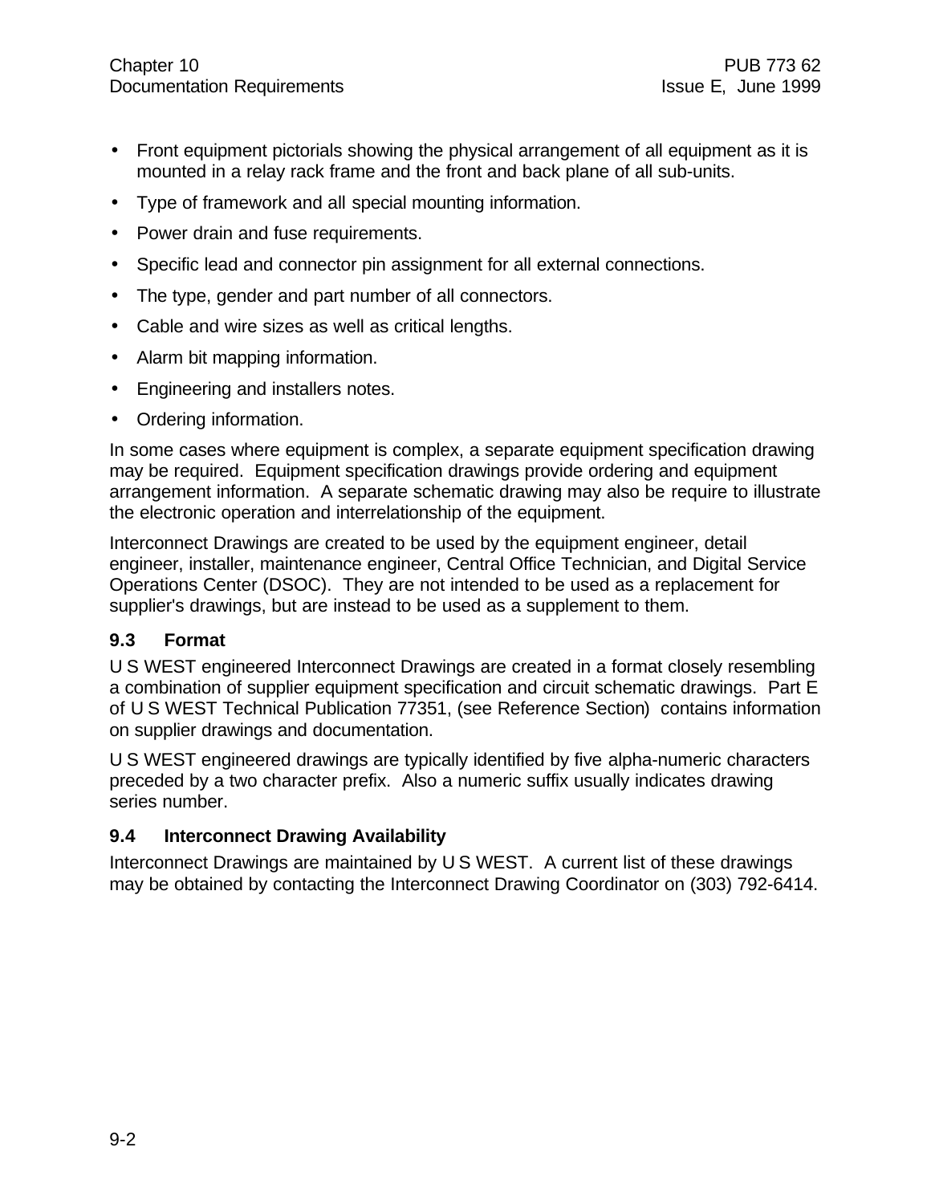- Front equipment pictorials showing the physical arrangement of all equipment as it is mounted in a relay rack frame and the front and back plane of all sub-units.
- Type of framework and all special mounting information.
- Power drain and fuse requirements.
- Specific lead and connector pin assignment for all external connections.
- The type, gender and part number of all connectors.
- Cable and wire sizes as well as critical lengths.
- Alarm bit mapping information.
- Engineering and installers notes.
- Ordering information.

In some cases where equipment is complex, a separate equipment specification drawing may be required. Equipment specification drawings provide ordering and equipment arrangement information. A separate schematic drawing may also be require to illustrate the electronic operation and interrelationship of the equipment.

Interconnect Drawings are created to be used by the equipment engineer, detail engineer, installer, maintenance engineer, Central Office Technician, and Digital Service Operations Center (DSOC). They are not intended to be used as a replacement for supplier's drawings, but are instead to be used as a supplement to them.

### 9.3 Format

U S WEST engineered Interconnect Drawings are created in a format closely resembling a combination of supplier equipment specification and circuit schematic drawings. Part E of U S WEST Technical Publication 77351, (see Reference Section) contains information on supplier drawings and documentation.

U S WEST engineered drawings are typically identified by five alpha-numeric characters preceded by a two character prefix. Also a numeric suffix usually indicates drawing series number.

### 9.4 Interconnect Drawing Availability

Interconnect Drawings are maintained by U S WEST. A current list of these drawings may be obtained by contacting the Interconnect Drawing Coordinator on (303) 792-6414.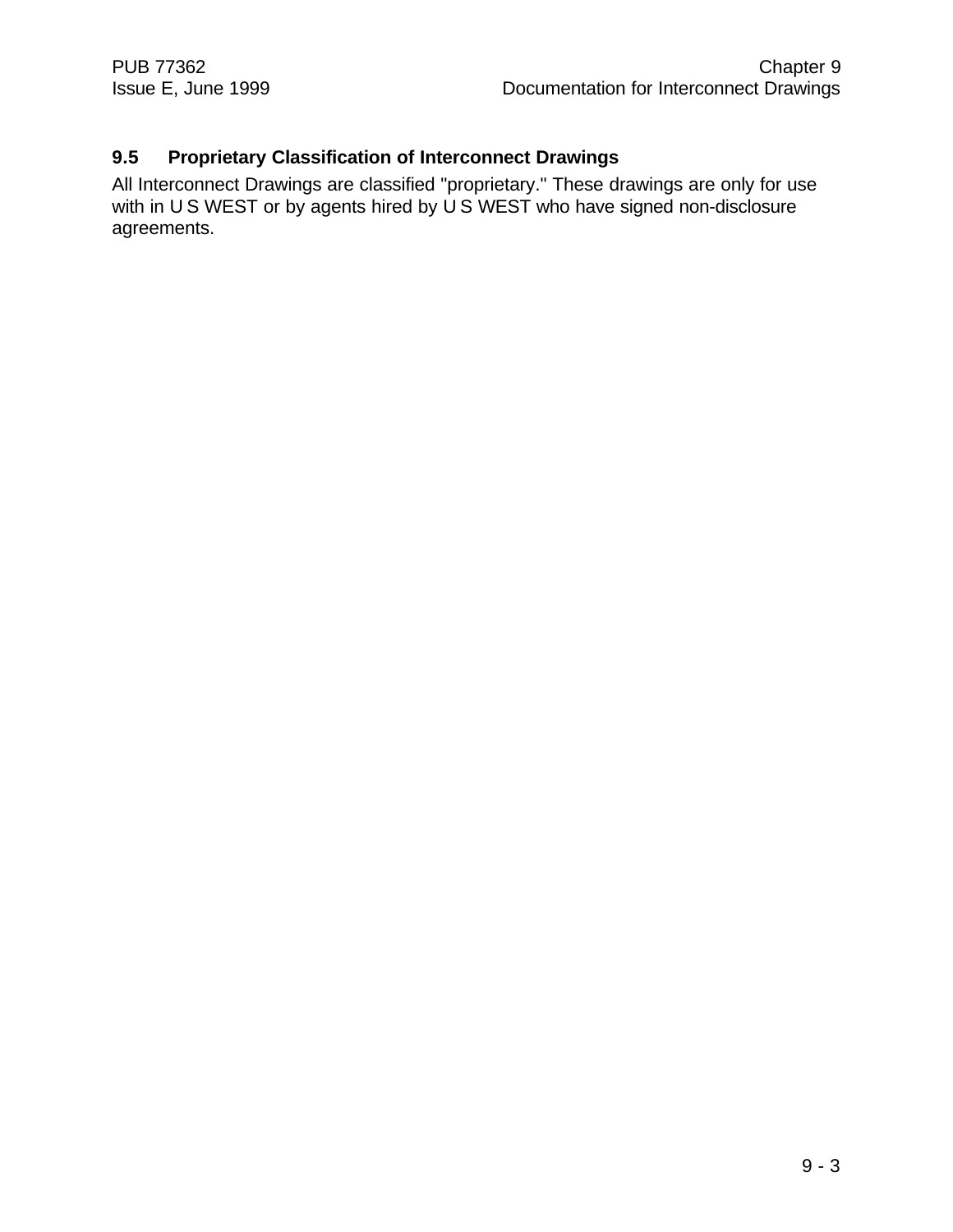### 9.5 Proprietary Classification of Interconnect Drawings

All Interconnect Drawings are classified "proprietary." These drawings are only for use with in U S WEST or by agents hired by U S WEST who have signed non-disclosure agreements.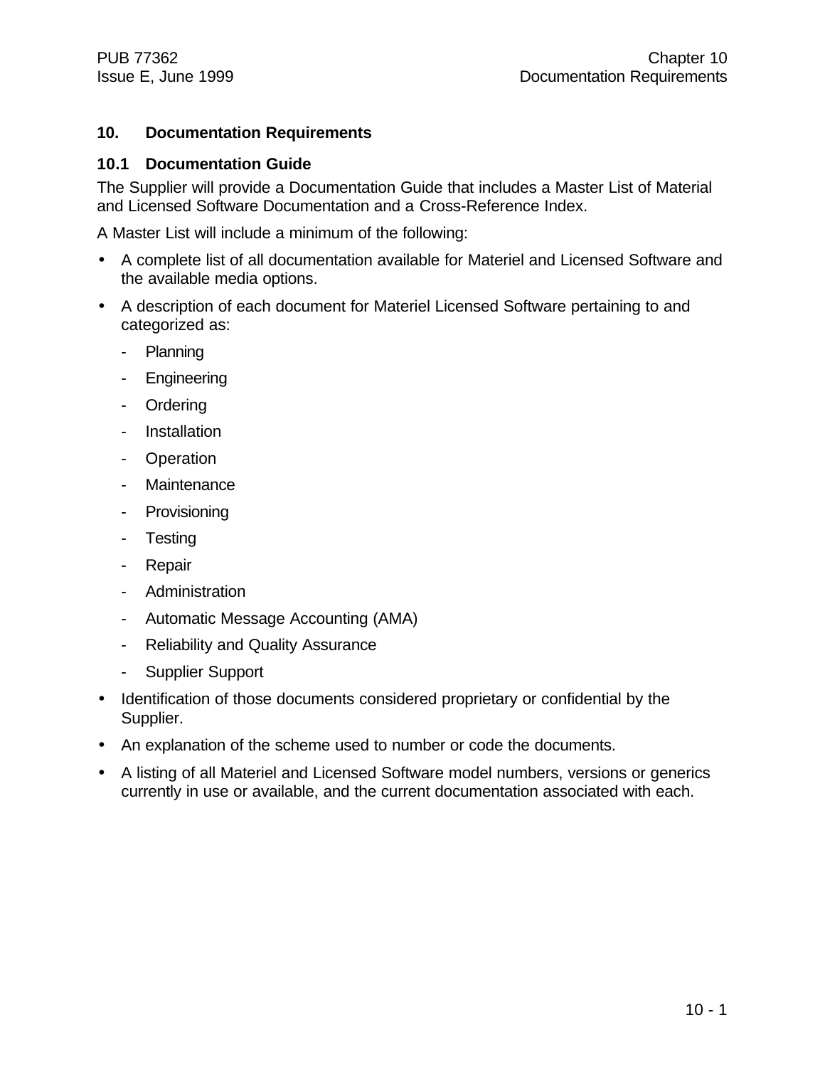# 10. Documentation Requirements

## 10.1 Documentation Guide

The Supplier will provide a Documentation Guide that includes a Master List of Material and Licensed Software Documentation and a Cross-Reference Index.

A Master List will include a minimum of the following:

- A complete list of all documentation available for Materiel and Licensed Software and the available media options.
- A description of each document for Materiel Licensed Software pertaining to and categorized as:
  - Planning
  - Engineering
  - Ordering
  - Installation
  - Operation
  - Maintenance
  - Provisioning
  - Testing
  - Repair
  - Administration
  - Automatic Message Accounting (AMA)
  - Reliability and Quality Assurance
  - Supplier Support
- Identification of those documents considered proprietary or confidential by the Supplier.
- An explanation of the scheme used to number or code the documents.
- A listing of all Materiel and Licensed Software model numbers, versions or generics currently in use or available, and the current documentation associated with each.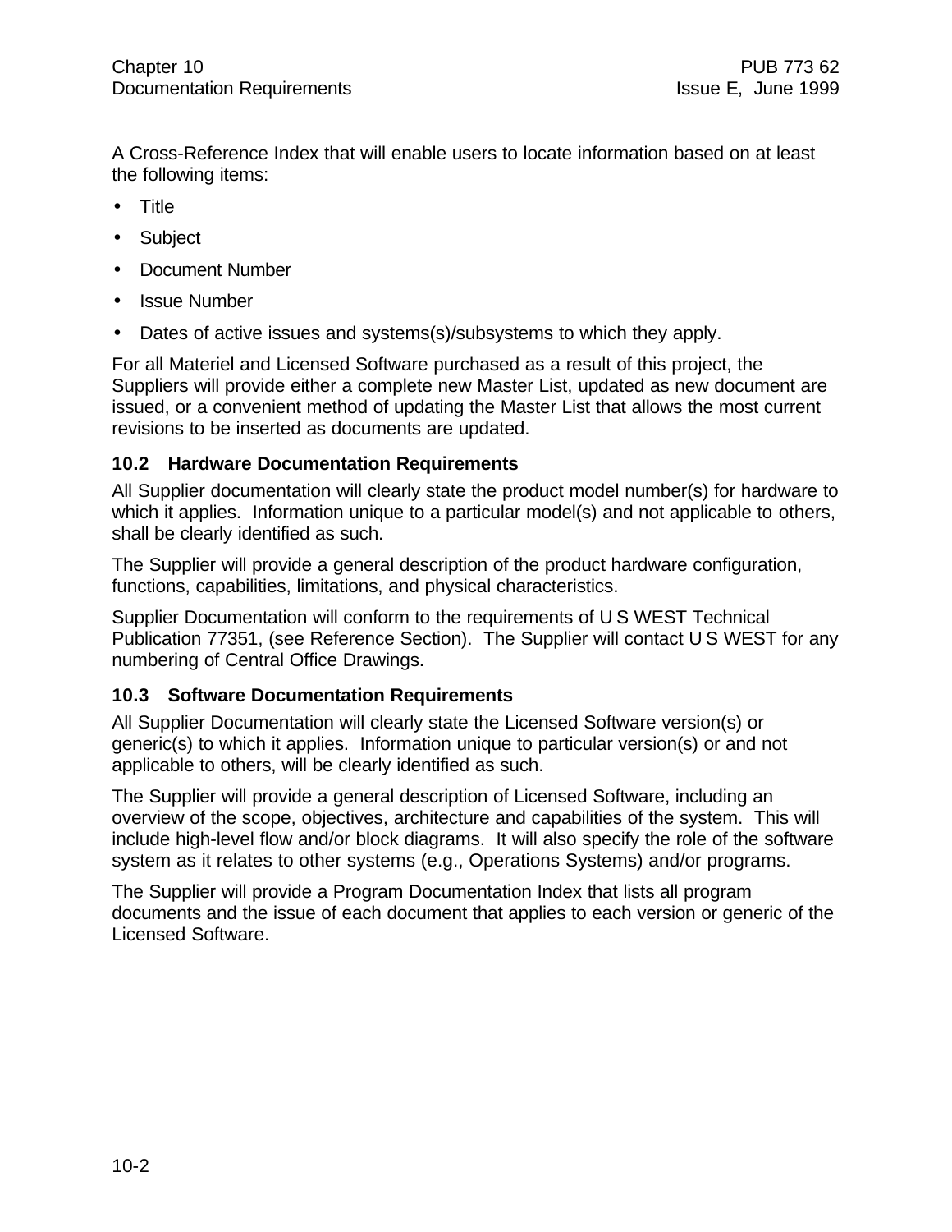A Cross-Reference Index that will enable users to locate information based on at least the following items:

- Title
- Subject
- Document Number
- Issue Number
- Dates of active issues and systems(s)/subsystems to which they apply.

For all Materiel and Licensed Software purchased as a result of this project, the Suppliers will provide either a complete new Master List, updated as new document are issued, or a convenient method of updating the Master List that allows the most current revisions to be inserted as documents are updated.

### 10.2 Hardware Documentation Requirements

All Supplier documentation will clearly state the product model number(s) for hardware to which it applies. Information unique to a particular model(s) and not applicable to others, shall be clearly identified as such.

The Supplier will provide a general description of the product hardware configuration, functions, capabilities, limitations, and physical characteristics.

Supplier Documentation will conform to the requirements of U S WEST Technical Publication 77351, (see Reference Section). The Supplier will contact U S WEST for any numbering of Central Office Drawings.

### 10.3 Software Documentation Requirements

All Supplier Documentation will clearly state the Licensed Software version(s) or generic(s) to which it applies. Information unique to particular version(s) or and not applicable to others, will be clearly identified as such.

The Supplier will provide a general description of Licensed Software, including an overview of the scope, objectives, architecture and capabilities of the system. This will include high-level flow and/or block diagrams. It will also specify the role of the software system as it relates to other systems (e.g., Operations Systems) and/or programs.

The Supplier will provide a Program Documentation Index that lists all program documents and the issue of each document that applies to each version or generic of the Licensed Software.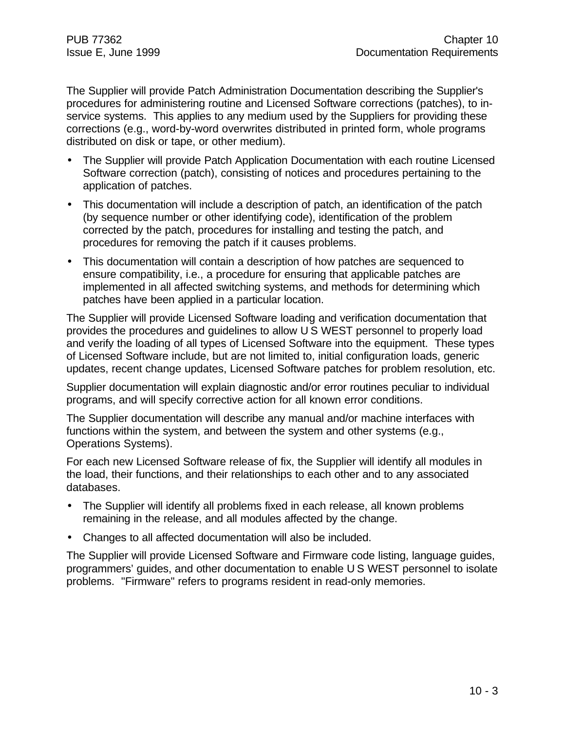The Supplier will provide Patch Administration Documentation describing the Supplier's procedures for administering routine and Licensed Software corrections (patches), to in-service systems. This applies to any medium used by the Suppliers for providing these corrections (e.g., word-by-word overwrites distributed in printed form, whole programs distributed on disk or tape, or other medium).

- The Supplier will provide Patch Application Documentation with each routine Licensed Software correction (patch), consisting of notices and procedures pertaining to the application of patches.
- This documentation will include a description of patch, an identification of the patch (by sequence number or other identifying code), identification of the problem corrected by the patch, procedures for installing and testing the patch, and procedures for removing the patch if it causes problems.
- This documentation will contain a description of how patches are sequenced to ensure compatibility, i.e., a procedure for ensuring that applicable patches are implemented in all affected switching systems, and methods for determining which patches have been applied in a particular location.

The Supplier will provide Licensed Software loading and verification documentation that provides the procedures and guidelines to allow U S WEST personnel to properly load and verify the loading of all types of Licensed Software into the equipment. These types of Licensed Software include, but are not limited to, initial configuration loads, generic updates, recent change updates, Licensed Software patches for problem resolution, etc.

Supplier documentation will explain diagnostic and/or error routines peculiar to individual programs, and will specify corrective action for all known error conditions.

The Supplier documentation will describe any manual and/or machine interfaces with functions within the system, and between the system and other systems (e.g., Operations Systems).

For each new Licensed Software release of fix, the Supplier will identify all modules in the load, their functions, and their relationships to each other and to any associated databases.

- The Supplier will identify all problems fixed in each release, all known problems remaining in the release, and all modules affected by the change.
- Changes to all affected documentation will also be included.

The Supplier will provide Licensed Software and Firmware code listing, language guides, programmers' guides, and other documentation to enable U S WEST personnel to isolate problems. "Firmware" refers to programs resident in read-only memories.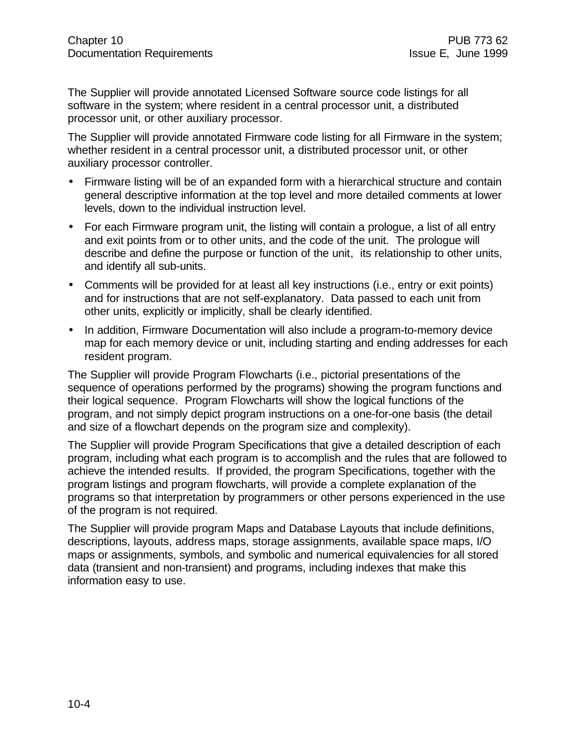The Supplier will provide annotated Licensed Software source code listings for all software in the system; where resident in a central processor unit, a distributed processor unit, or other auxiliary processor.

The Supplier will provide annotated Firmware code listing for all Firmware in the system; whether resident in a central processor unit, a distributed processor unit, or other auxiliary processor controller.

- Firmware listing will be of an expanded form with a hierarchical structure and contain general descriptive information at the top level and more detailed comments at lower levels, down to the individual instruction level.
- For each Firmware program unit, the listing will contain a prologue, a list of all entry and exit points from or to other units, and the code of the unit. The prologue will describe and define the purpose or function of the unit, its relationship to other units, and identify all sub-units.
- Comments will be provided for at least all key instructions (i.e., entry or exit points) and for instructions that are not self-explanatory. Data passed to each unit from other units, explicitly or implicitly, shall be clearly identified.
- In addition, Firmware Documentation will also include a program-to-memory device map for each memory device or unit, including starting and ending addresses for each resident program.

The Supplier will provide Program Flowcharts (i.e., pictorial presentations of the sequence of operations performed by the programs) showing the program functions and their logical sequence. Program Flowcharts will show the logical functions of the program, and not simply depict program instructions on a one-for-one basis (the detail and size of a flowchart depends on the program size and complexity).

The Supplier will provide Program Specifications that give a detailed description of each program, including what each program is to accomplish and the rules that are followed to achieve the intended results. If provided, the program Specifications, together with the program listings and program flowcharts, will provide a complete explanation of the programs so that interpretation by programmers or other persons experienced in the use of the program is not required.

The Supplier will provide program Maps and Database Layouts that include definitions, descriptions, layouts, address maps, storage assignments, available space maps, I/O maps or assignments, symbols, and symbolic and numerical equivalencies for all stored data (transient and non-transient) and programs, including indexes that make this information easy to use.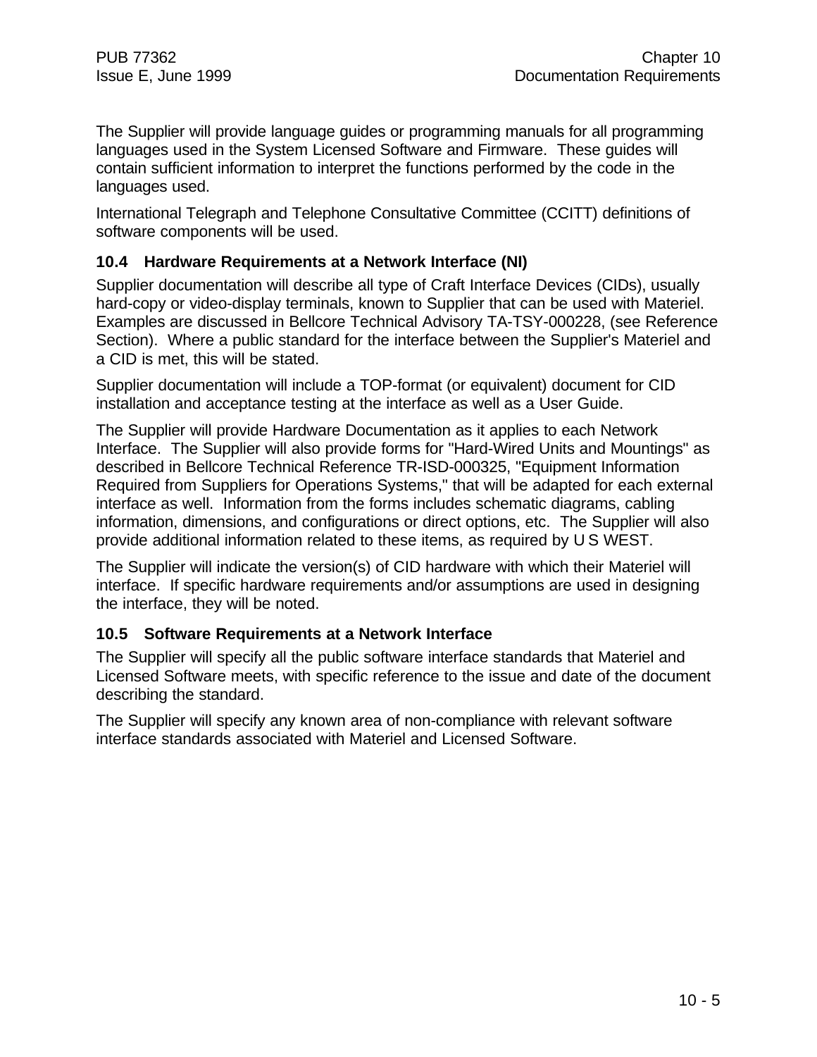The Supplier will provide language guides or programming manuals for all programming languages used in the System Licensed Software and Firmware. These guides will contain sufficient information to interpret the functions performed by the code in the languages used.

International Telegraph and Telephone Consultative Committee (CCITT) definitions of software components will be used.

### 10.4 Hardware Requirements at a Network Interface (NI)

Supplier documentation will describe all type of Craft Interface Devices (CIDs), usually hard-copy or video-display terminals, known to Supplier that can be used with Materiel. Examples are discussed in Bellcore Technical Advisory TA-TSY-000228, (see Reference Section). Where a public standard for the interface between the Supplier's Materiel and a CID is met, this will be stated.

Supplier documentation will include a TOP-format (or equivalent) document for CID installation and acceptance testing at the interface as well as a User Guide.

The Supplier will provide Hardware Documentation as it applies to each Network Interface. The Supplier will also provide forms for "Hard-Wired Units and Mountings" as described in Bellcore Technical Reference TR-ISD-000325, "Equipment Information Required from Suppliers for Operations Systems," that will be adapted for each external interface as well. Information from the forms includes schematic diagrams, cabling information, dimensions, and configurations or direct options, etc. The Supplier will also provide additional information related to these items, as required by U S WEST.

The Supplier will indicate the version(s) of CID hardware with which their Materiel will interface. If specific hardware requirements and/or assumptions are used in designing the interface, they will be noted.

### 10.5 Software Requirements at a Network Interface

The Supplier will specify all the public software interface standards that Materiel and Licensed Software meets, with specific reference to the issue and date of the document describing the standard.

The Supplier will specify any known area of non-compliance with relevant software interface standards associated with Materiel and Licensed Software.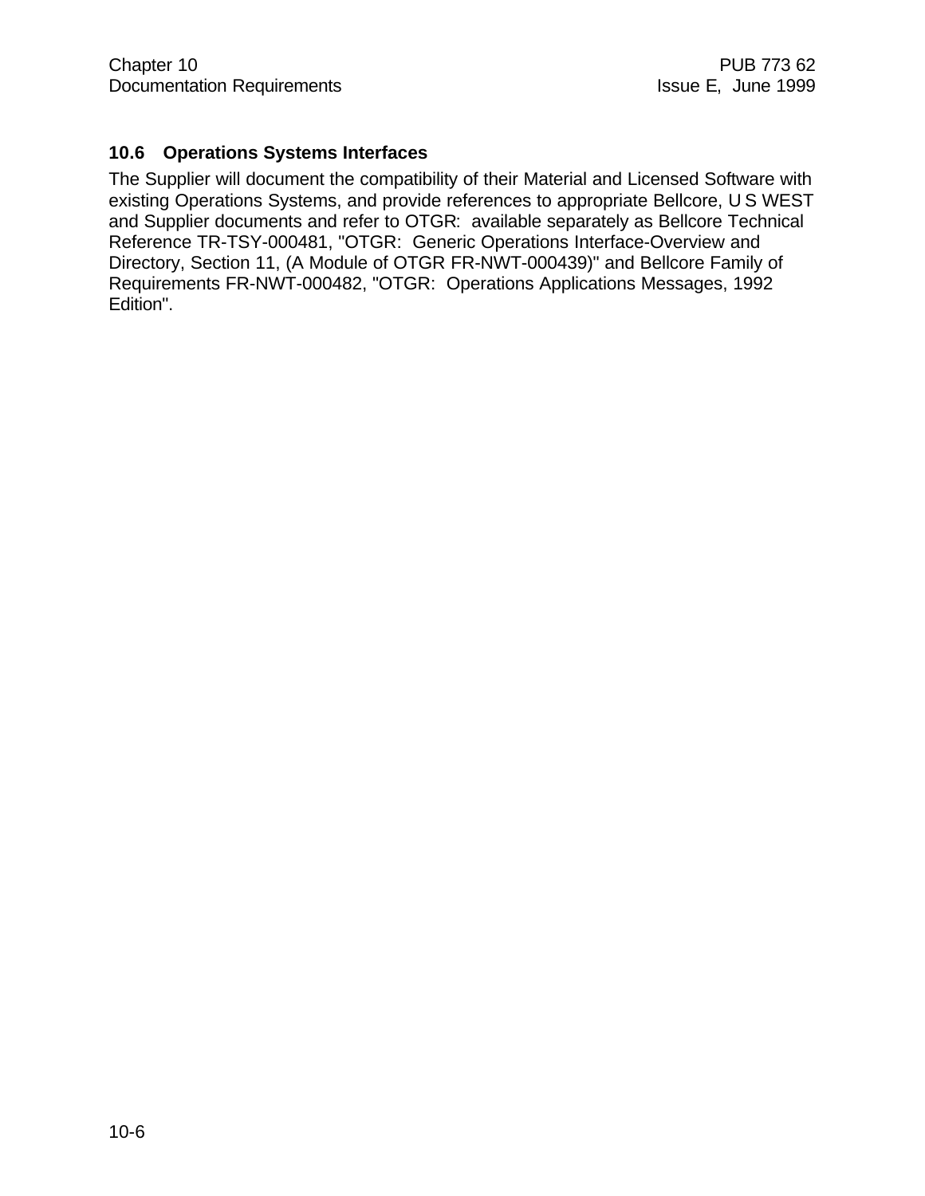### 10.6 Operations Systems Interfaces

The Supplier will document the compatibility of their Material and Licensed Software with existing Operations Systems, and provide references to appropriate Bellcore, U S WEST and Supplier documents and refer to OTGR: available separately as Bellcore Technical Reference TR-TSY-000481, "OTGR: Generic Operations Interface-Overview and Directory, Section 11, (A Module of OTGR FR-NWT-000439)" and Bellcore Family of Requirements FR-NWT-000482, "OTGR: Operations Applications Messages, 1992 Edition".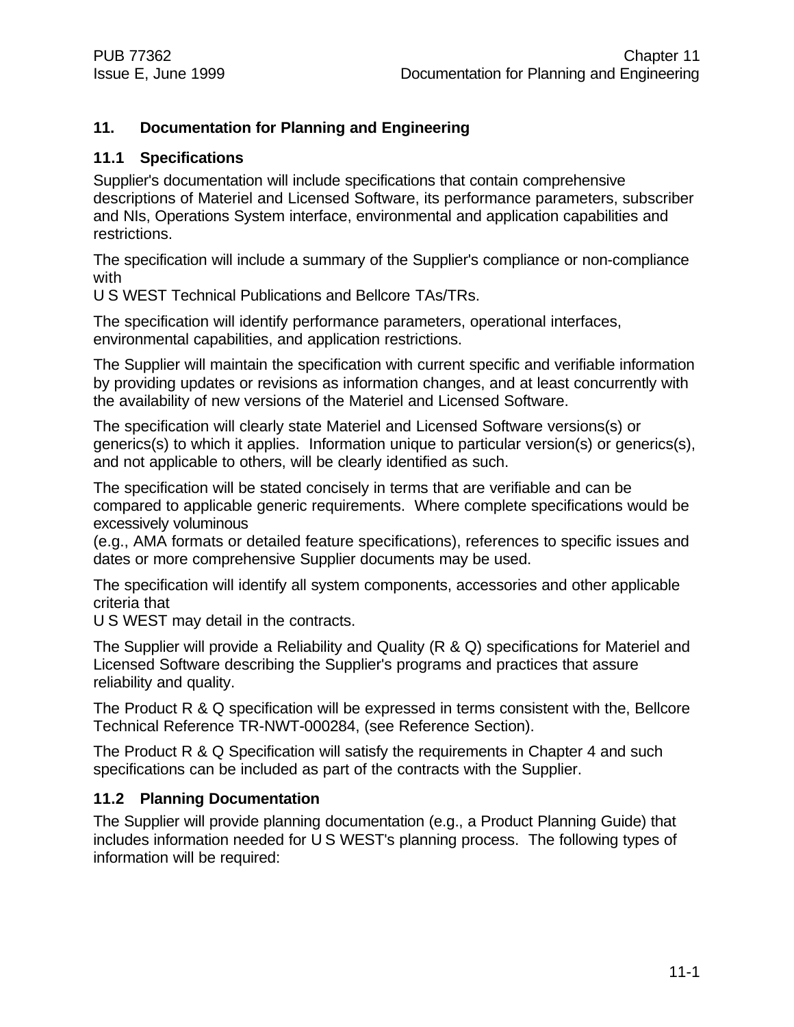# 11. Documentation for Planning and Engineering

## 11.1 Specifications

Supplier's documentation will include specifications that contain comprehensive descriptions of Materiel and Licensed Software, its performance parameters, subscriber and NIs, Operations System interface, environmental and application capabilities and restrictions.

The specification will include a summary of the Supplier's compliance or non-compliance with U S WEST Technical Publications and Bellcore TAs/TRs.

The specification will identify performance parameters, operational interfaces, environmental capabilities, and application restrictions.

The Supplier will maintain the specification with current specific and verifiable information by providing updates or revisions as information changes, and at least concurrently with the availability of new versions of the Materiel and Licensed Software.

The specification will clearly state Materiel and Licensed Software versions(s) or generics(s) to which it applies. Information unique to particular version(s) or generics(s), and not applicable to others, will be clearly identified as such.

The specification will be stated concisely in terms that are verifiable and can be compared to applicable generic requirements. Where complete specifications would be excessively voluminous (e.g., AMA formats or detailed feature specifications), references to specific issues and dates or more comprehensive Supplier documents may be used.

The specification will identify all system components, accessories and other applicable criteria that U S WEST may detail in the contracts.

The Supplier will provide a Reliability and Quality (R & Q) specifications for Materiel and Licensed Software describing the Supplier's programs and practices that assure reliability and quality.

The Product R & Q specification will be expressed in terms consistent with the, Bellcore Technical Reference TR-NWT-000284, (see Reference Section).

The Product R & Q Specification will satisfy the requirements in Chapter 4 and such specifications can be included as part of the contracts with the Supplier.

## 11.2 Planning Documentation

The Supplier will provide planning documentation (e.g., a Product Planning Guide) that includes information needed for U S WEST's planning process. The following types of information will be required: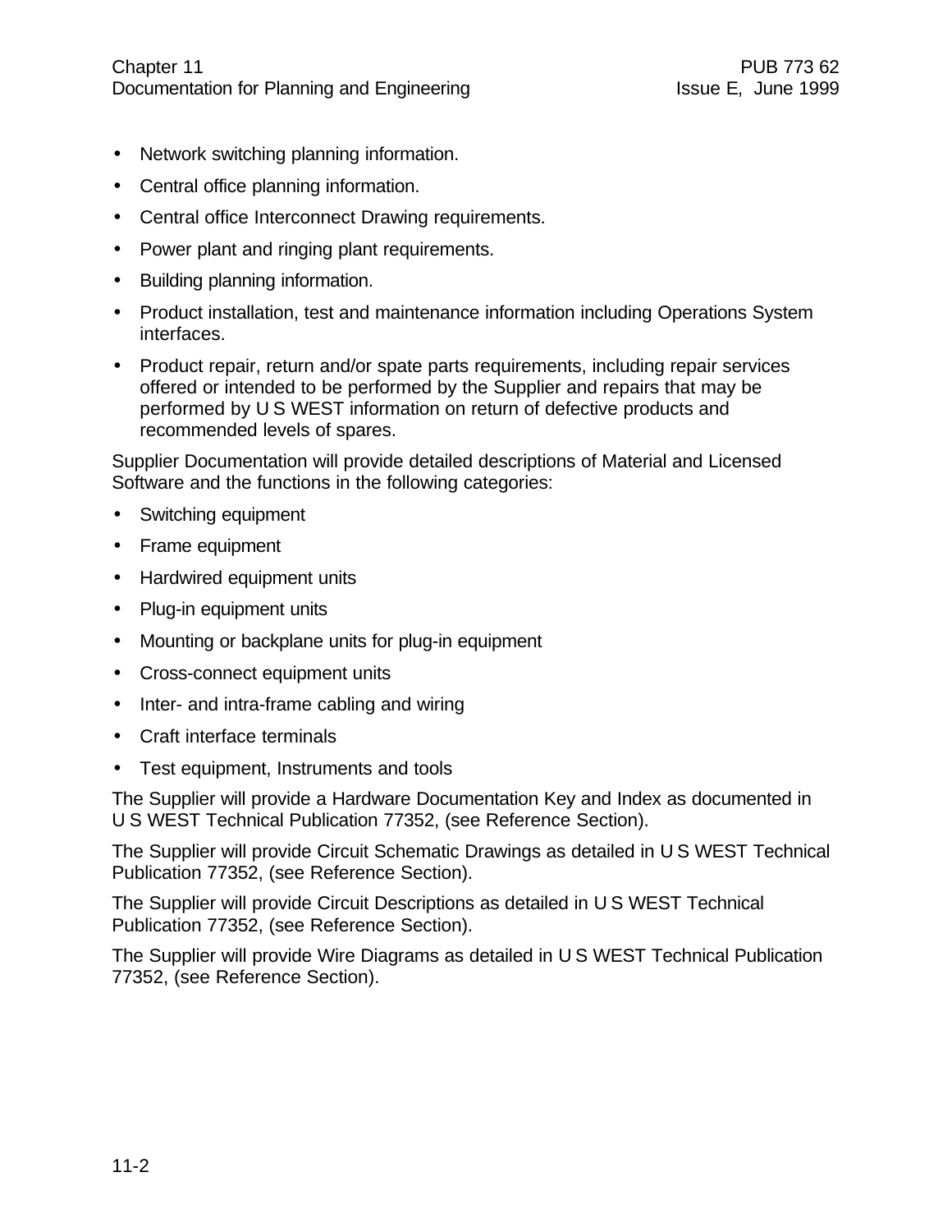- Network switching planning information.
- Central office planning information.
- Central office Interconnect Drawing requirements.
- Power plant and ringing plant requirements.
- Building planning information.
- Product installation, test and maintenance information including Operations System interfaces.
- Product repair, return and/or spate parts requirements, including repair services offered or intended to be performed by the Supplier and repairs that may be performed by U S WEST information on return of defective products and recommended levels of spares.

Supplier Documentation will provide detailed descriptions of Material and Licensed Software and the functions in the following categories:

- Switching equipment
- Frame equipment
- Hardwired equipment units
- Plug-in equipment units
- Mounting or backplane units for plug-in equipment
- Cross-connect equipment units
- Inter- and intra-frame cabling and wiring
- Craft interface terminals
- Test equipment, Instruments and tools

The Supplier will provide a Hardware Documentation Key and Index as documented in U S WEST Technical Publication 77352, (see Reference Section).

The Supplier will provide Circuit Schematic Drawings as detailed in U S WEST Technical Publication 77352, (see Reference Section).

The Supplier will provide Circuit Descriptions as detailed in U S WEST Technical Publication 77352, (see Reference Section).

The Supplier will provide Wire Diagrams as detailed in U S WEST Technical Publication 77352, (see Reference Section).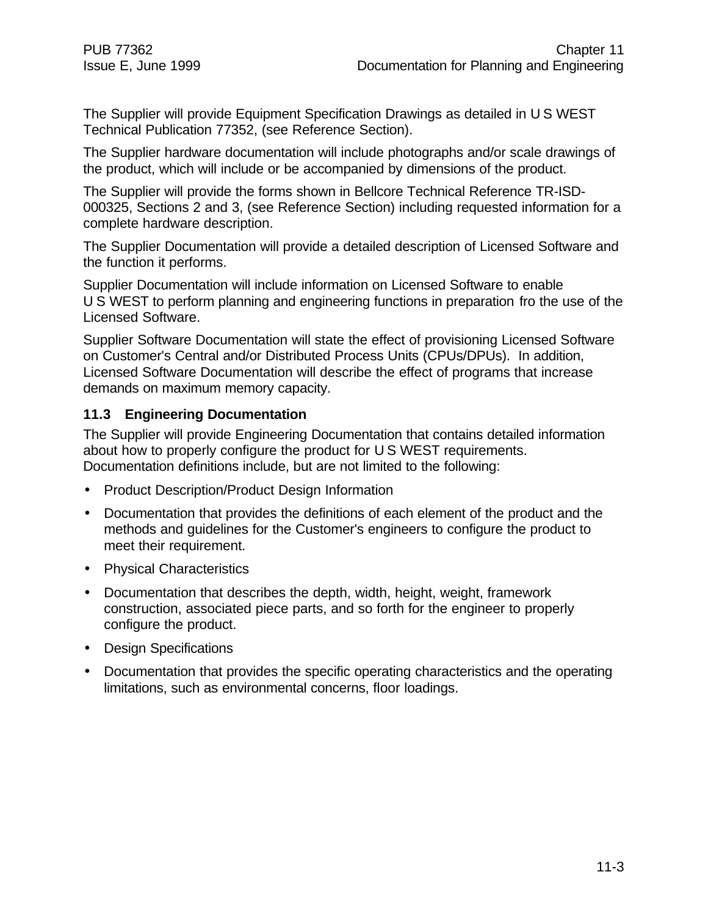The Supplier will provide Equipment Specification Drawings as detailed in U S WEST Technical Publication 77352, (see Reference Section).

The Supplier hardware documentation will include photographs and/or scale drawings of the product, which will include or be accompanied by dimensions of the product.

The Supplier will provide the forms shown in Bellcore Technical Reference TR-ISD-000325, Sections 2 and 3, (see Reference Section) including requested information for a complete hardware description.

The Supplier Documentation will provide a detailed description of Licensed Software and the function it performs.

Supplier Documentation will include information on Licensed Software to enable U S WEST to perform planning and engineering functions in preparation fro the use of the Licensed Software.

Supplier Software Documentation will state the effect of provisioning Licensed Software on Customer's Central and/or Distributed Process Units (CPUs/DPUs). In addition, Licensed Software Documentation will describe the effect of programs that increase demands on maximum memory capacity.

### 11.3 Engineering Documentation

The Supplier will provide Engineering Documentation that contains detailed information about how to properly configure the product for U S WEST requirements. Documentation definitions include, but are not limited to the following:

- Product Description/Product Design Information
- Documentation that provides the definitions of each element of the product and the methods and guidelines for the Customer's engineers to configure the product to meet their requirement.
- Physical Characteristics
- Documentation that describes the depth, width, height, weight, framework construction, associated piece parts, and so forth for the engineer to properly configure the product.
- Design Specifications
- Documentation that provides the specific operating characteristics and the operating limitations, such as environmental concerns, floor loadings.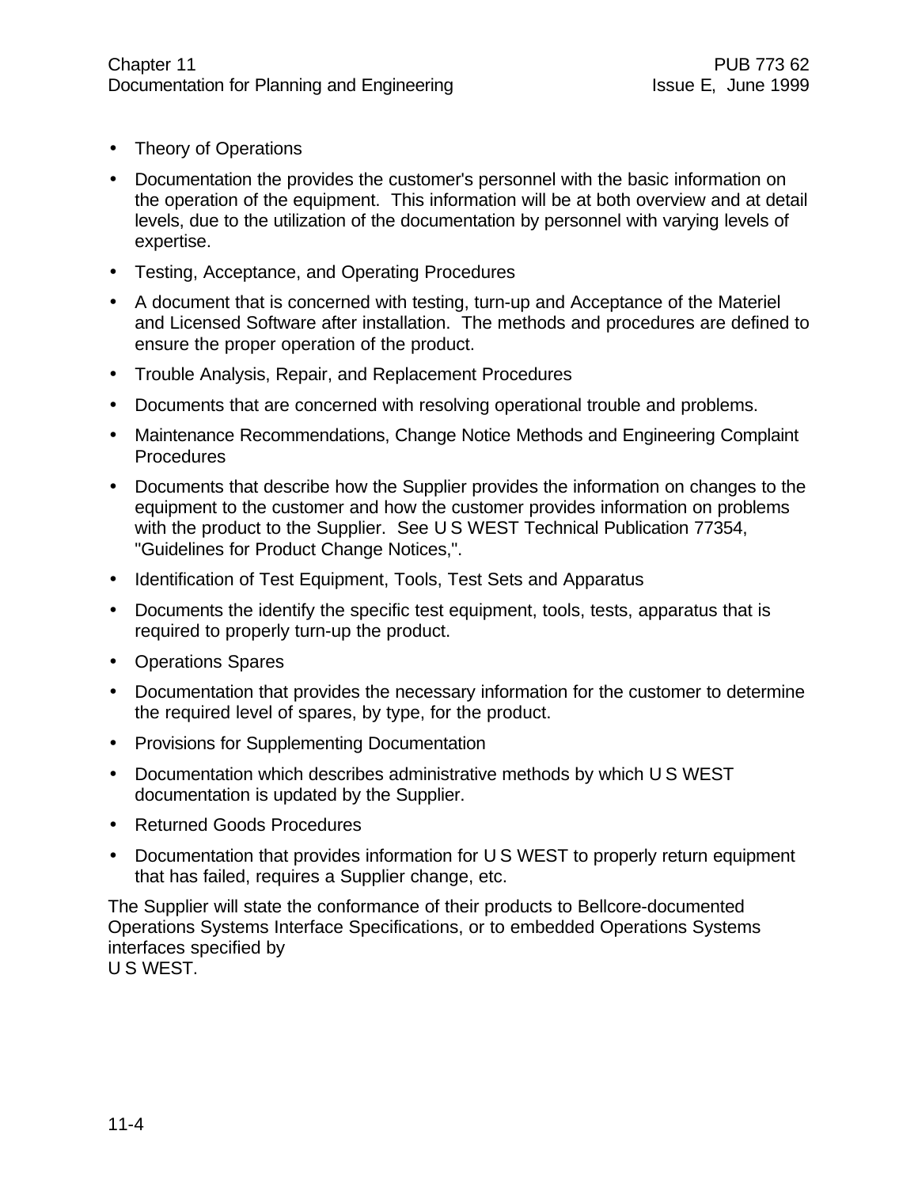- Theory of Operations
- Documentation the provides the customer's personnel with the basic information on the operation of the equipment.  This information will be at both overview and at detail levels, due to the utilization of the documentation by personnel with varying levels of expertise.
- Testing, Acceptance, and Operating Procedures
- A document that is concerned with testing, turn-up and Acceptance of the Materiel and Licensed Software after installation.  The methods and procedures are defined to ensure the proper operation of the product.
- Trouble Analysis, Repair, and Replacement Procedures
- Documents that are concerned with resolving operational trouble and problems.
- Maintenance Recommendations, Change Notice Methods and Engineering Complaint Procedures
- Documents that describe how the Supplier provides the information on changes to the equipment to the customer and how the customer provides information on problems with the product to the Supplier.  See U S WEST Technical Publication 77354, "Guidelines for Product Change Notices,".
- Identification of Test Equipment, Tools, Test Sets and Apparatus
- Documents the identify the specific test equipment, tools, tests, apparatus that is required to properly turn-up the product.
- Operations Spares
- Documentation that provides the necessary information for the customer to determine the required level of spares, by type, for the product.
- Provisions for Supplementing Documentation
- Documentation which describes administrative methods by which U S WEST documentation is updated by the Supplier.
- Returned Goods Procedures
- Documentation that provides information for U S WEST to properly return equipment that has failed, requires a Supplier change, etc.

The Supplier will state the conformance of their products to Bellcore-documented Operations Systems Interface Specifications, or to embedded Operations Systems interfaces specified by U S WEST.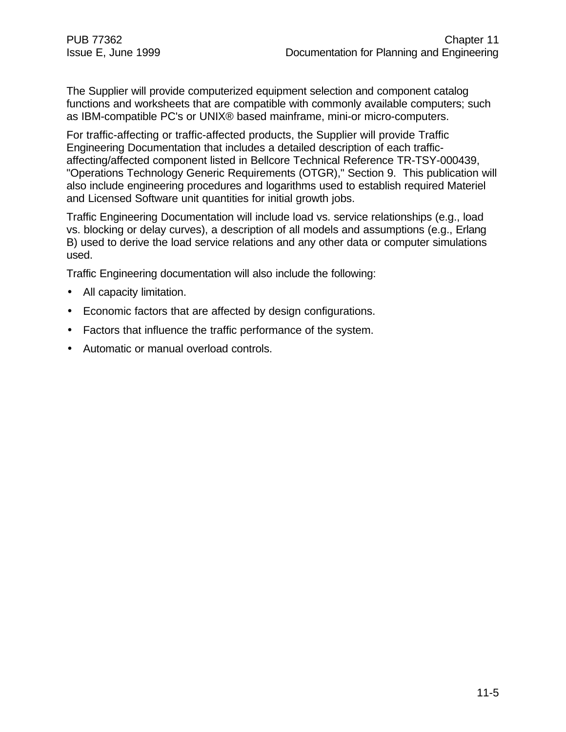The Supplier will provide computerized equipment selection and component catalog functions and worksheets that are compatible with commonly available computers; such as IBM-compatible PC's or UNIX® based mainframe, mini-or micro-computers.

For traffic-affecting or traffic-affected products, the Supplier will provide Traffic Engineering Documentation that includes a detailed description of each traffic-affecting/affected component listed in Bellcore Technical Reference TR-TSY-000439, "Operations Technology Generic Requirements (OTGR)," Section 9. This publication will also include engineering procedures and logarithms used to establish required Materiel and Licensed Software unit quantities for initial growth jobs.

Traffic Engineering Documentation will include load vs. service relationships (e.g., load vs. blocking or delay curves), a description of all models and assumptions (e.g., Erlang B) used to derive the load service relations and any other data or computer simulations used.

Traffic Engineering documentation will also include the following:

- All capacity limitation.
- Economic factors that are affected by design configurations.
- Factors that influence the traffic performance of the system.
- Automatic or manual overload controls.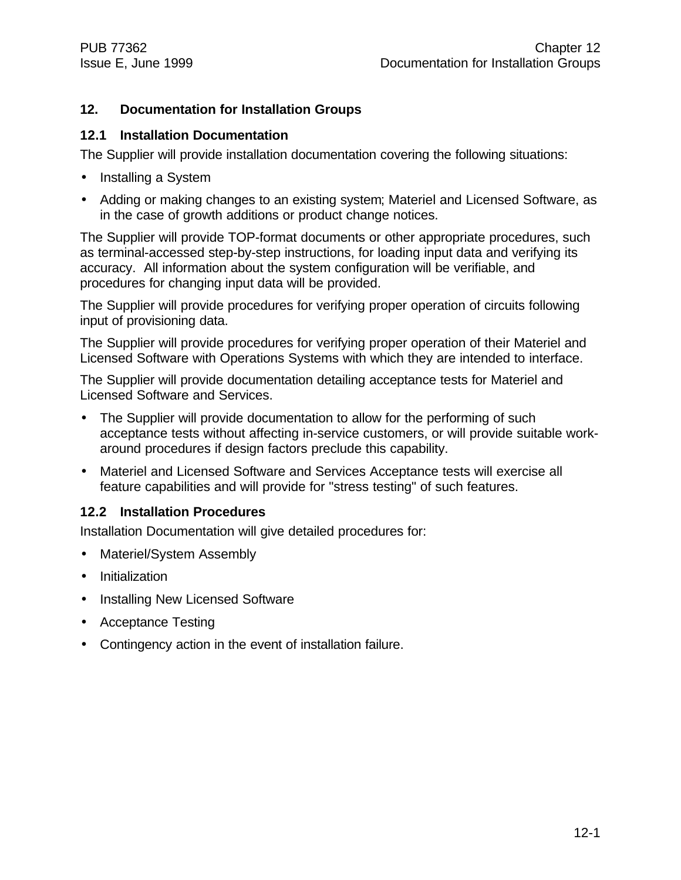# 12. Documentation for Installation Groups

## 12.1 Installation Documentation

The Supplier will provide installation documentation covering the following situations:

- Installing a System
- Adding or making changes to an existing system; Materiel and Licensed Software, as in the case of growth additions or product change notices.

The Supplier will provide TOP-format documents or other appropriate procedures, such as terminal-accessed step-by-step instructions, for loading input data and verifying its accuracy. All information about the system configuration will be verifiable, and procedures for changing input data will be provided.

The Supplier will provide procedures for verifying proper operation of circuits following input of provisioning data.

The Supplier will provide procedures for verifying proper operation of their Materiel and Licensed Software with Operations Systems with which they are intended to interface.

The Supplier will provide documentation detailing acceptance tests for Materiel and Licensed Software and Services.

- The Supplier will provide documentation to allow for the performing of such acceptance tests without affecting in-service customers, or will provide suitable work-around procedures if design factors preclude this capability.
- Materiel and Licensed Software and Services Acceptance tests will exercise all feature capabilities and will provide for "stress testing" of such features.

## 12.2 Installation Procedures

Installation Documentation will give detailed procedures for:

- Materiel/System Assembly
- Initialization
- Installing New Licensed Software
- Acceptance Testing
- Contingency action in the event of installation failure.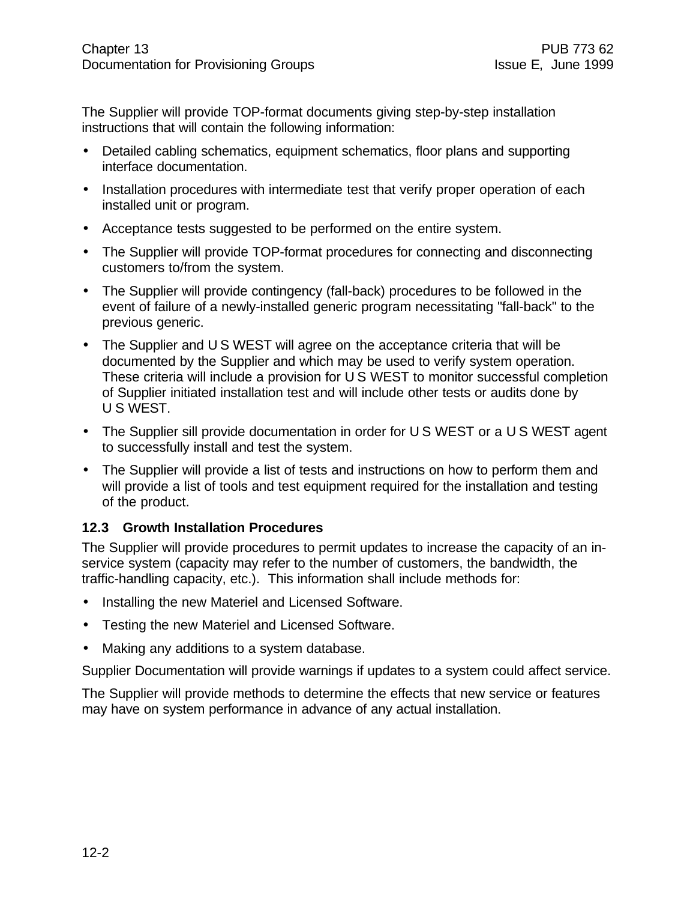The Supplier will provide TOP-format documents giving step-by-step installation instructions that will contain the following information:

- Detailed cabling schematics, equipment schematics, floor plans and supporting interface documentation.
- Installation procedures with intermediate test that verify proper operation of each installed unit or program.
- Acceptance tests suggested to be performed on the entire system.
- The Supplier will provide TOP-format procedures for connecting and disconnecting customers to/from the system.
- The Supplier will provide contingency (fall-back) procedures to be followed in the event of failure of a newly-installed generic program necessitating "fall-back" to the previous generic.
- The Supplier and U S WEST will agree on the acceptance criteria that will be documented by the Supplier and which may be used to verify system operation. These criteria will include a provision for U S WEST to monitor successful completion of Supplier initiated installation test and will include other tests or audits done by U S WEST.
- The Supplier sill provide documentation in order for U S WEST or a U S WEST agent to successfully install and test the system.
- The Supplier will provide a list of tests and instructions on how to perform them and will provide a list of tools and test equipment required for the installation and testing of the product.

### 12.3 Growth Installation Procedures

The Supplier will provide procedures to permit updates to increase the capacity of an in-service system (capacity may refer to the number of customers, the bandwidth, the traffic-handling capacity, etc.). This information shall include methods for:

- Installing the new Materiel and Licensed Software.
- Testing the new Materiel and Licensed Software.
- Making any additions to a system database.

Supplier Documentation will provide warnings if updates to a system could affect service.

The Supplier will provide methods to determine the effects that new service or features may have on system performance in advance of any actual installation.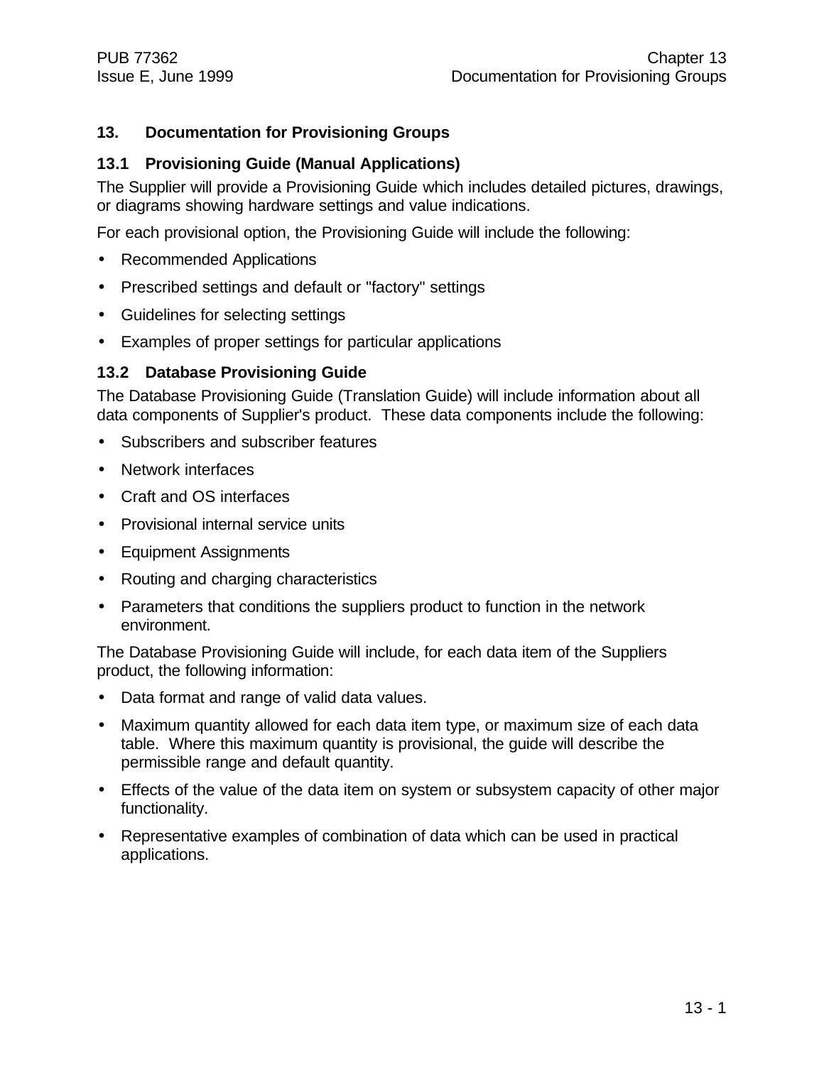# 13. Documentation for Provisioning Groups

## 13.1 Provisioning Guide (Manual Applications)

The Supplier will provide a Provisioning Guide which includes detailed pictures, drawings, or diagrams showing hardware settings and value indications.

For each provisional option, the Provisioning Guide will include the following:

- Recommended Applications
- Prescribed settings and default or "factory" settings
- Guidelines for selecting settings
- Examples of proper settings for particular applications

## 13.2 Database Provisioning Guide

The Database Provisioning Guide (Translation Guide) will include information about all data components of Supplier's product. These data components include the following:

- Subscribers and subscriber features
- Network interfaces
- Craft and OS interfaces
- Provisional internal service units
- Equipment Assignments
- Routing and charging characteristics
- Parameters that conditions the suppliers product to function in the network environment.

The Database Provisioning Guide will include, for each data item of the Suppliers product, the following information:

- Data format and range of valid data values.
- Maximum quantity allowed for each data item type, or maximum size of each data table. Where this maximum quantity is provisional, the guide will describe the permissible range and default quantity.
- Effects of the value of the data item on system or subsystem capacity of other major functionality.
- Representative examples of combination of data which can be used in practical applications.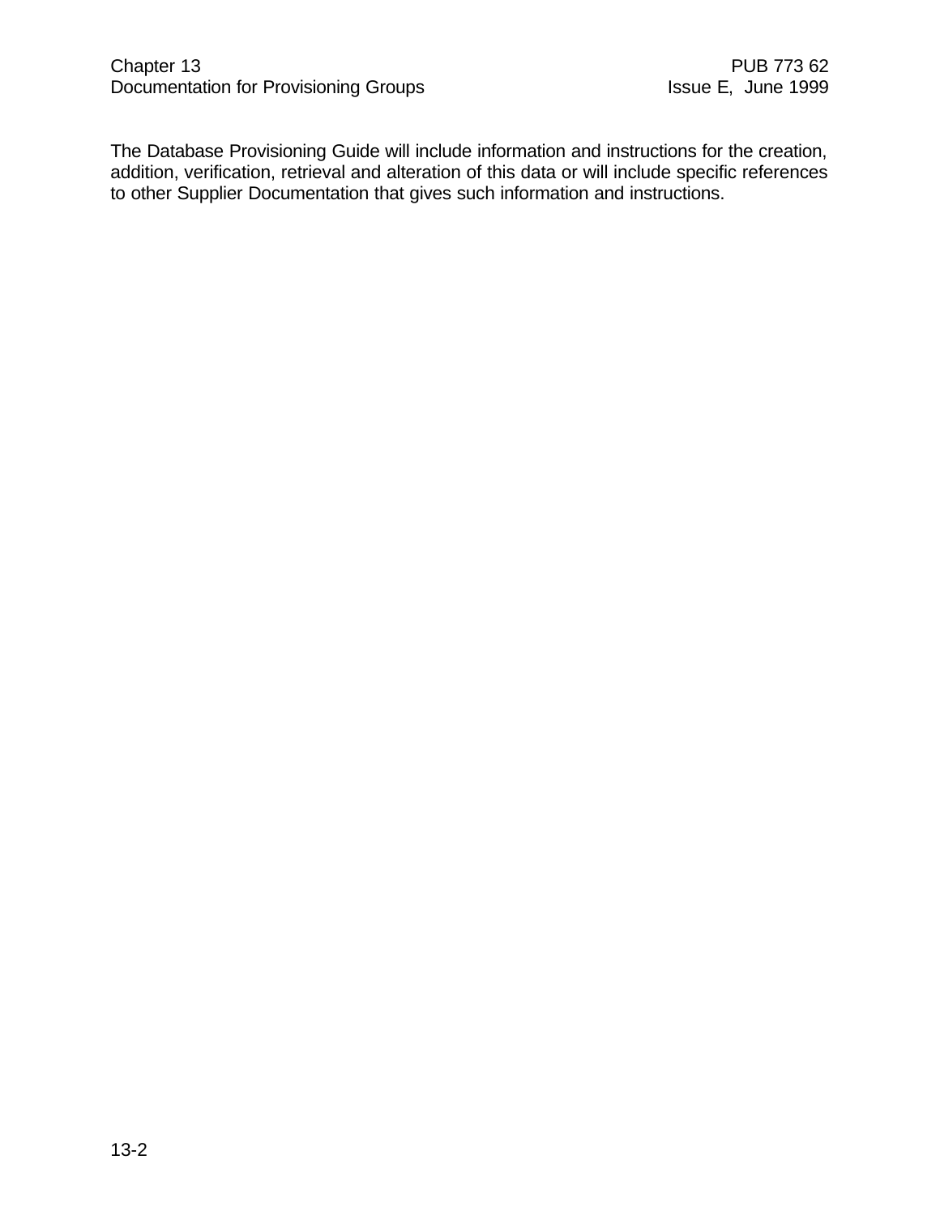The Database Provisioning Guide will include information and instructions for the creation, addition, verification, retrieval and alteration of this data or will include specific references to other Supplier Documentation that gives such information and instructions.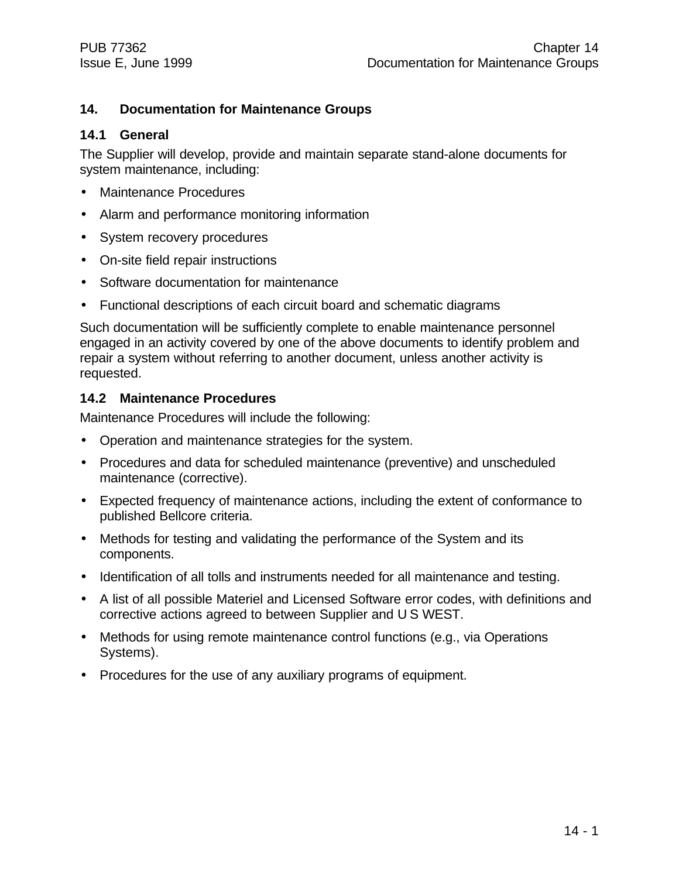# 14. Documentation for Maintenance Groups

## 14.1 General

The Supplier will develop, provide and maintain separate stand-alone documents for system maintenance, including:

- Maintenance Procedures
- Alarm and performance monitoring information
- System recovery procedures
- On-site field repair instructions
- Software documentation for maintenance
- Functional descriptions of each circuit board and schematic diagrams

Such documentation will be sufficiently complete to enable maintenance personnel engaged in an activity covered by one of the above documents to identify problem and repair a system without referring to another document, unless another activity is requested.

## 14.2 Maintenance Procedures

Maintenance Procedures will include the following:

- Operation and maintenance strategies for the system.
- Procedures and data for scheduled maintenance (preventive) and unscheduled maintenance (corrective).
- Expected frequency of maintenance actions, including the extent of conformance to published Bellcore criteria.
- Methods for testing and validating the performance of the System and its components.
- Identification of all tolls and instruments needed for all maintenance and testing.
- A list of all possible Materiel and Licensed Software error codes, with definitions and corrective actions agreed to between Supplier and U S WEST.
- Methods for using remote maintenance control functions (e.g., via Operations Systems).
- Procedures for the use of any auxiliary programs of equipment.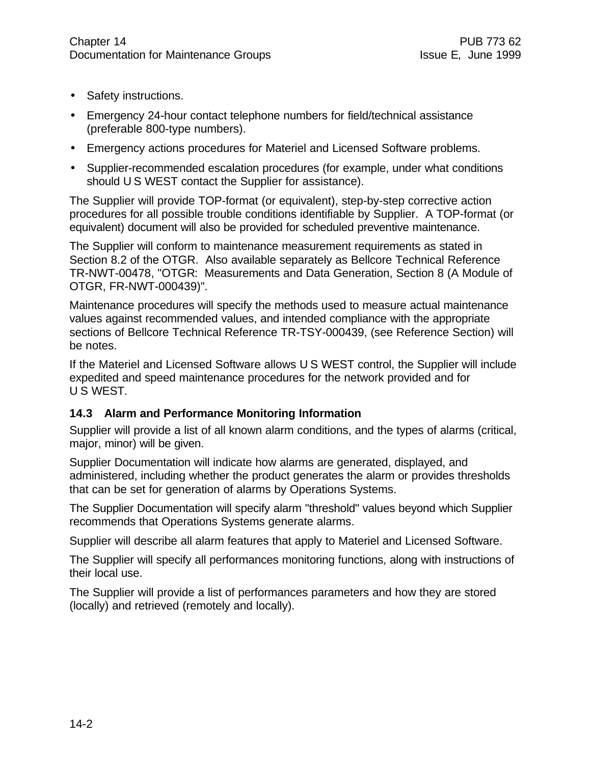- Safety instructions.
- Emergency 24-hour contact telephone numbers for field/technical assistance (preferable 800-type numbers).
- Emergency actions procedures for Materiel and Licensed Software problems.
- Supplier-recommended escalation procedures (for example, under what conditions should U S WEST contact the Supplier for assistance).

The Supplier will provide TOP-format (or equivalent), step-by-step corrective action procedures for all possible trouble conditions identifiable by Supplier. A TOP-format (or equivalent) document will also be provided for scheduled preventive maintenance.

The Supplier will conform to maintenance measurement requirements as stated in Section 8.2 of the OTGR. Also available separately as Bellcore Technical Reference TR-NWT-00478, "OTGR: Measurements and Data Generation, Section 8 (A Module of OTGR, FR-NWT-000439)".

Maintenance procedures will specify the methods used to measure actual maintenance values against recommended values, and intended compliance with the appropriate sections of Bellcore Technical Reference TR-TSY-000439, (see Reference Section) will be notes.

If the Materiel and Licensed Software allows U S WEST control, the Supplier will include expedited and speed maintenance procedures for the network provided and for U S WEST.

### 14.3 Alarm and Performance Monitoring Information

Supplier will provide a list of all known alarm conditions, and the types of alarms (critical, major, minor) will be given.

Supplier Documentation will indicate how alarms are generated, displayed, and administered, including whether the product generates the alarm or provides thresholds that can be set for generation of alarms by Operations Systems.

The Supplier Documentation will specify alarm "threshold" values beyond which Supplier recommends that Operations Systems generate alarms.

Supplier will describe all alarm features that apply to Materiel and Licensed Software.

The Supplier will specify all performances monitoring functions, along with instructions of their local use.

The Supplier will provide a list of performances parameters and how they are stored (locally) and retrieved (remotely and locally).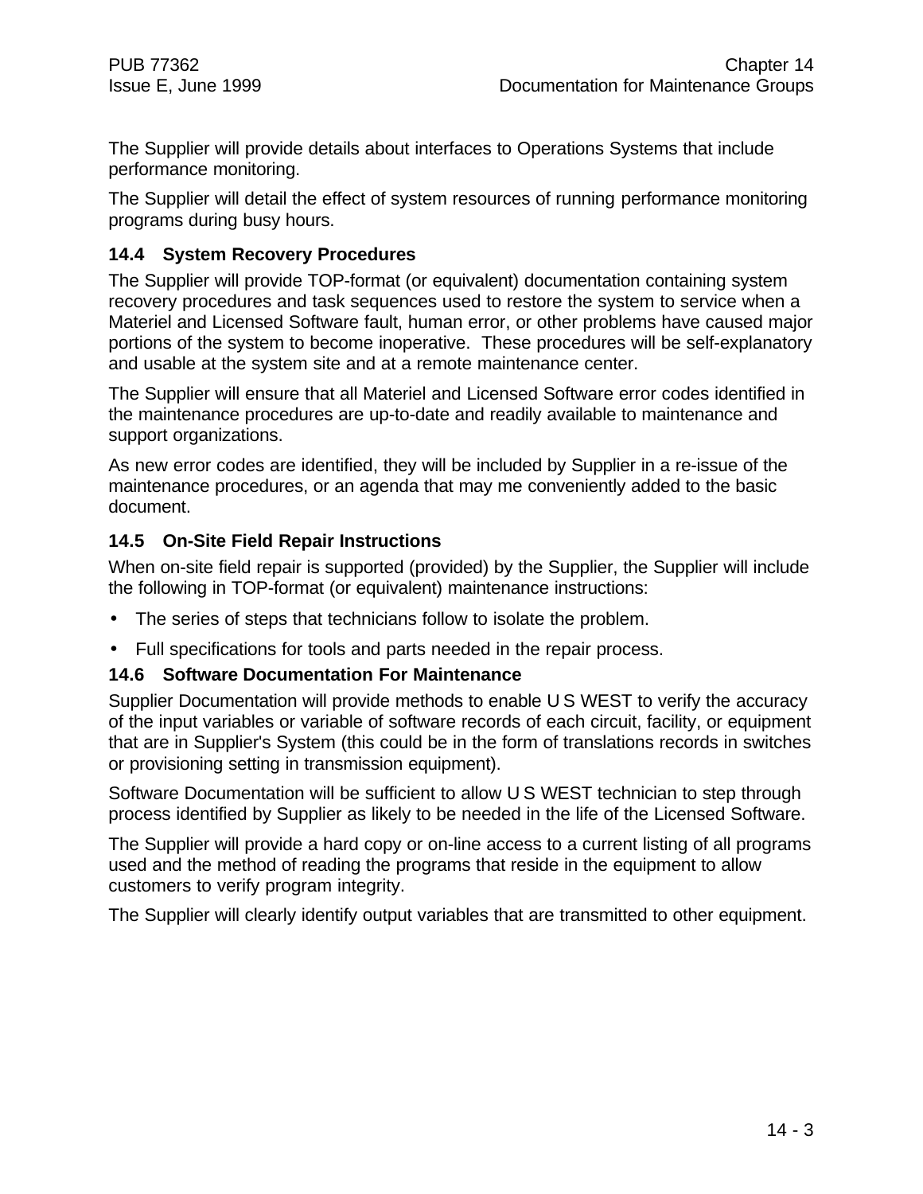The Supplier will provide details about interfaces to Operations Systems that include performance monitoring.

The Supplier will detail the effect of system resources of running performance monitoring programs during busy hours.

### 14.4 System Recovery Procedures

The Supplier will provide TOP-format (or equivalent) documentation containing system recovery procedures and task sequences used to restore the system to service when a Materiel and Licensed Software fault, human error, or other problems have caused major portions of the system to become inoperative. These procedures will be self-explanatory and usable at the system site and at a remote maintenance center.

The Supplier will ensure that all Materiel and Licensed Software error codes identified in the maintenance procedures are up-to-date and readily available to maintenance and support organizations.

As new error codes are identified, they will be included by Supplier in a re-issue of the maintenance procedures, or an agenda that may me conveniently added to the basic document.

### 14.5 On-Site Field Repair Instructions

When on-site field repair is supported (provided) by the Supplier, the Supplier will include the following in TOP-format (or equivalent) maintenance instructions:

- The series of steps that technicians follow to isolate the problem.
- Full specifications for tools and parts needed in the repair process.

### 14.6 Software Documentation For Maintenance

Supplier Documentation will provide methods to enable U S WEST to verify the accuracy of the input variables or variable of software records of each circuit, facility, or equipment that are in Supplier's System (this could be in the form of translations records in switches or provisioning setting in transmission equipment).

Software Documentation will be sufficient to allow U S WEST technician to step through process identified by Supplier as likely to be needed in the life of the Licensed Software.

The Supplier will provide a hard copy or on-line access to a current listing of all programs used and the method of reading the programs that reside in the equipment to allow customers to verify program integrity.

The Supplier will clearly identify output variables that are transmitted to other equipment.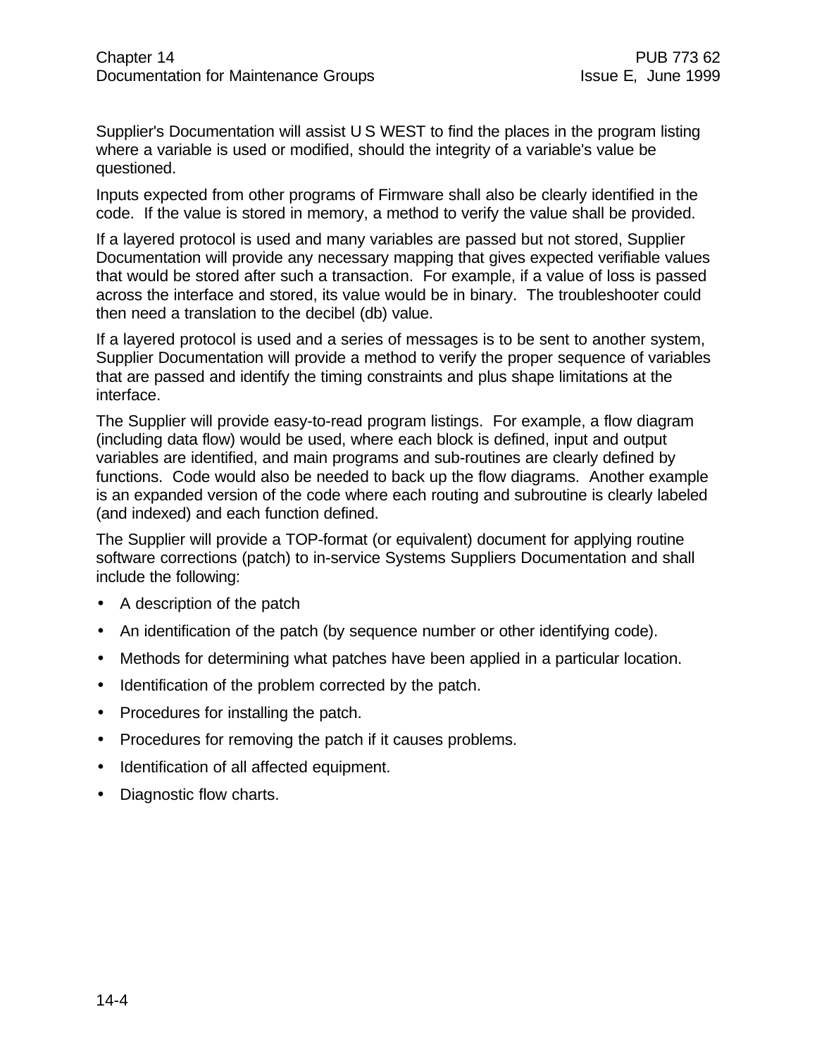Supplier's Documentation will assist U S WEST to find the places in the program listing where a variable is used or modified, should the integrity of a variable's value be questioned.

Inputs expected from other programs of Firmware shall also be clearly identified in the code. If the value is stored in memory, a method to verify the value shall be provided.

If a layered protocol is used and many variables are passed but not stored, Supplier Documentation will provide any necessary mapping that gives expected verifiable values that would be stored after such a transaction. For example, if a value of loss is passed across the interface and stored, its value would be in binary. The troubleshooter could then need a translation to the decibel (db) value.

If a layered protocol is used and a series of messages is to be sent to another system, Supplier Documentation will provide a method to verify the proper sequence of variables that are passed and identify the timing constraints and plus shape limitations at the interface.

The Supplier will provide easy-to-read program listings. For example, a flow diagram (including data flow) would be used, where each block is defined, input and output variables are identified, and main programs and sub-routines are clearly defined by functions. Code would also be needed to back up the flow diagrams. Another example is an expanded version of the code where each routing and subroutine is clearly labeled (and indexed) and each function defined.

The Supplier will provide a TOP-format (or equivalent) document for applying routine software corrections (patch) to in-service Systems Suppliers Documentation and shall include the following:

- A description of the patch
- An identification of the patch (by sequence number or other identifying code).
- Methods for determining what patches have been applied in a particular location.
- Identification of the problem corrected by the patch.
- Procedures for installing the patch.
- Procedures for removing the patch if it causes problems.
- Identification of all affected equipment.
- Diagnostic flow charts.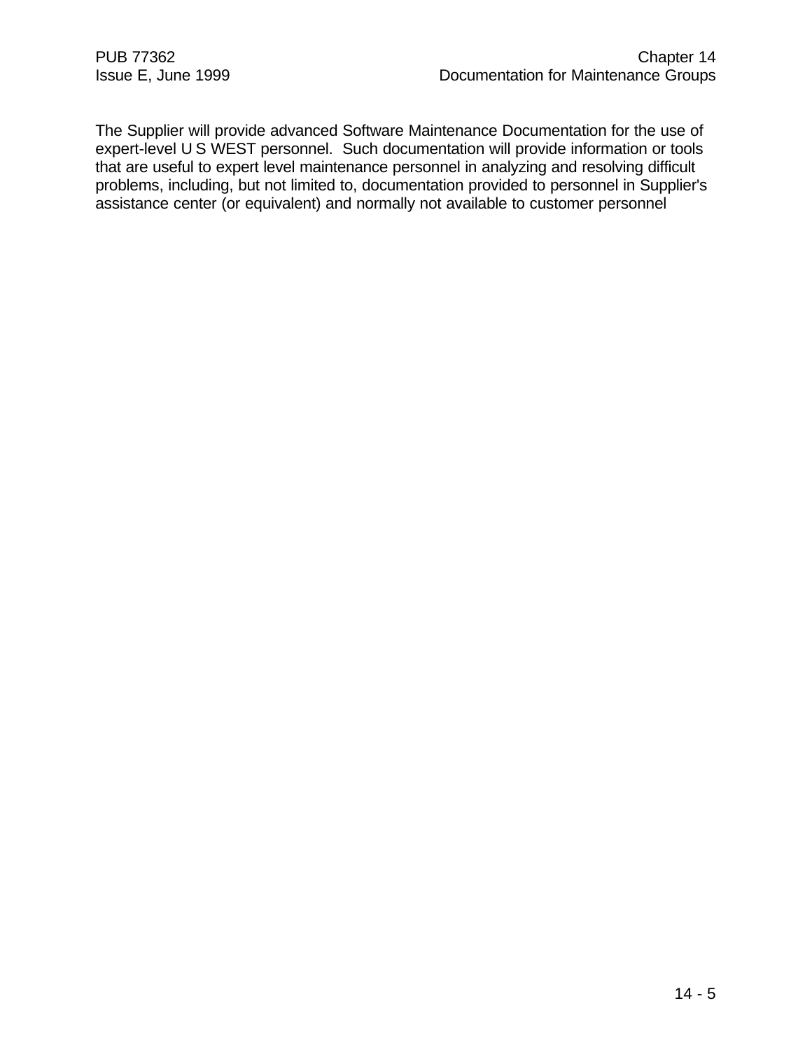The Supplier will provide advanced Software Maintenance Documentation for the use of expert-level U S WEST personnel. Such documentation will provide information or tools that are useful to expert level maintenance personnel in analyzing and resolving difficult problems, including, but not limited to, documentation provided to personnel in Supplier's assistance center (or equivalent) and normally not available to customer personnel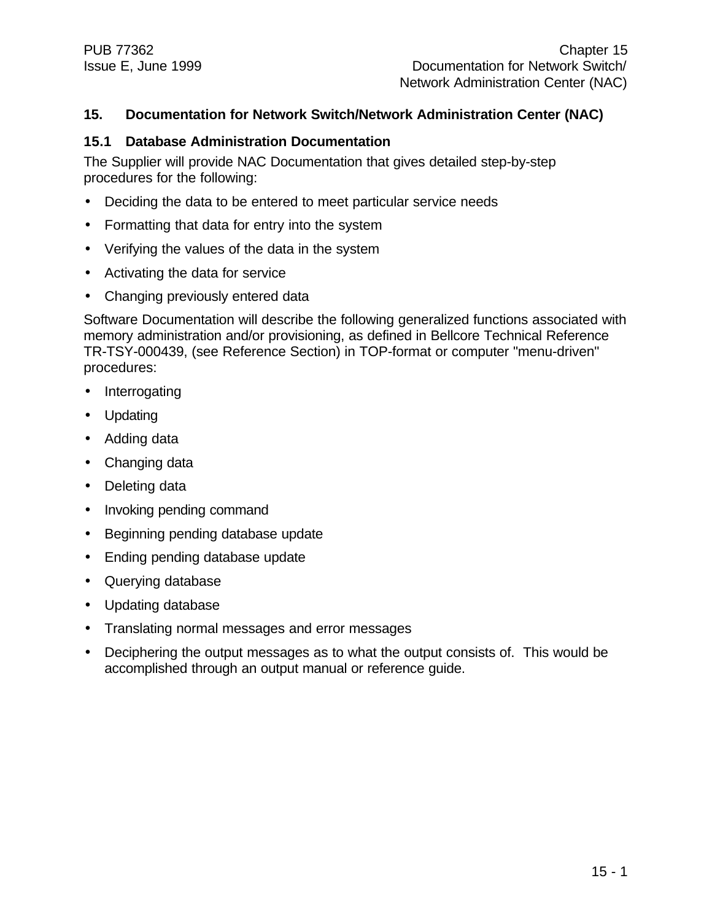## 15. Documentation for Network Switch/Network Administration Center (NAC)

### 15.1 Database Administration Documentation

The Supplier will provide NAC Documentation that gives detailed step-by-step procedures for the following:

- Deciding the data to be entered to meet particular service needs
- Formatting that data for entry into the system
- Verifying the values of the data in the system
- Activating the data for service
- Changing previously entered data

Software Documentation will describe the following generalized functions associated with memory administration and/or provisioning, as defined in Bellcore Technical Reference TR-TSY-000439, (see Reference Section) in TOP-format or computer "menu-driven" procedures:

- Interrogating
- Updating
- Adding data
- Changing data
- Deleting data
- Invoking pending command
- Beginning pending database update
- Ending pending database update
- Querying database
- Updating database
- Translating normal messages and error messages
- Deciphering the output messages as to what the output consists of. This would be accomplished through an output manual or reference guide.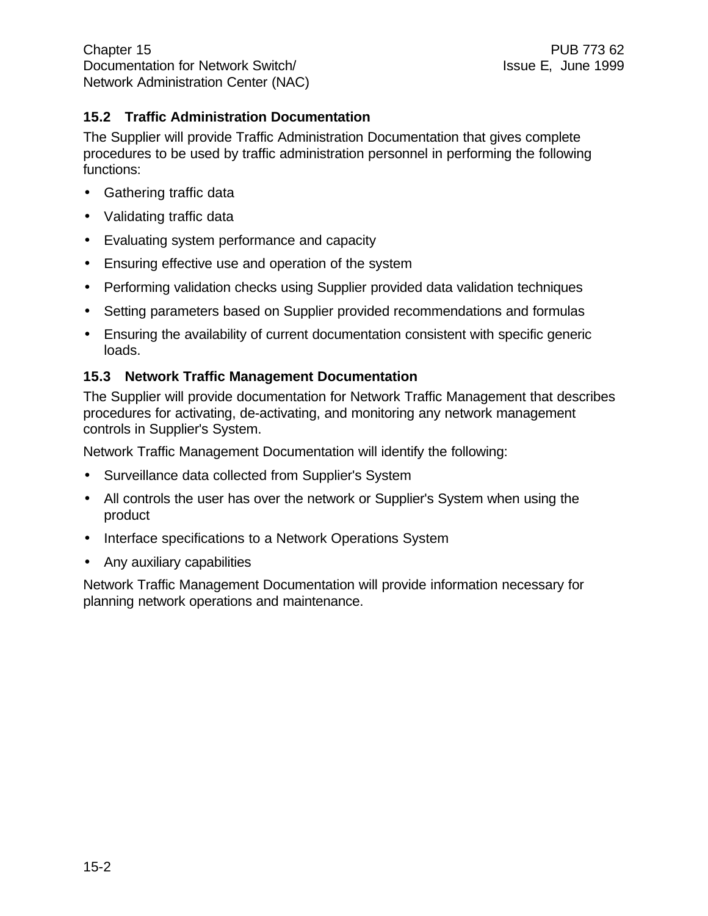## 15.2 Traffic Administration Documentation

The Supplier will provide Traffic Administration Documentation that gives complete procedures to be used by traffic administration personnel in performing the following functions:

- Gathering traffic data
- Validating traffic data
- Evaluating system performance and capacity
- Ensuring effective use and operation of the system
- Performing validation checks using Supplier provided data validation techniques
- Setting parameters based on Supplier provided recommendations and formulas
- Ensuring the availability of current documentation consistent with specific generic loads.

## 15.3 Network Traffic Management Documentation

The Supplier will provide documentation for Network Traffic Management that describes procedures for activating, de-activating, and monitoring any network management controls in Supplier's System.

Network Traffic Management Documentation will identify the following:

- Surveillance data collected from Supplier's System
- All controls the user has over the network or Supplier's System when using the product
- Interface specifications to a Network Operations System
- Any auxiliary capabilities

Network Traffic Management Documentation will provide information necessary for planning network operations and maintenance.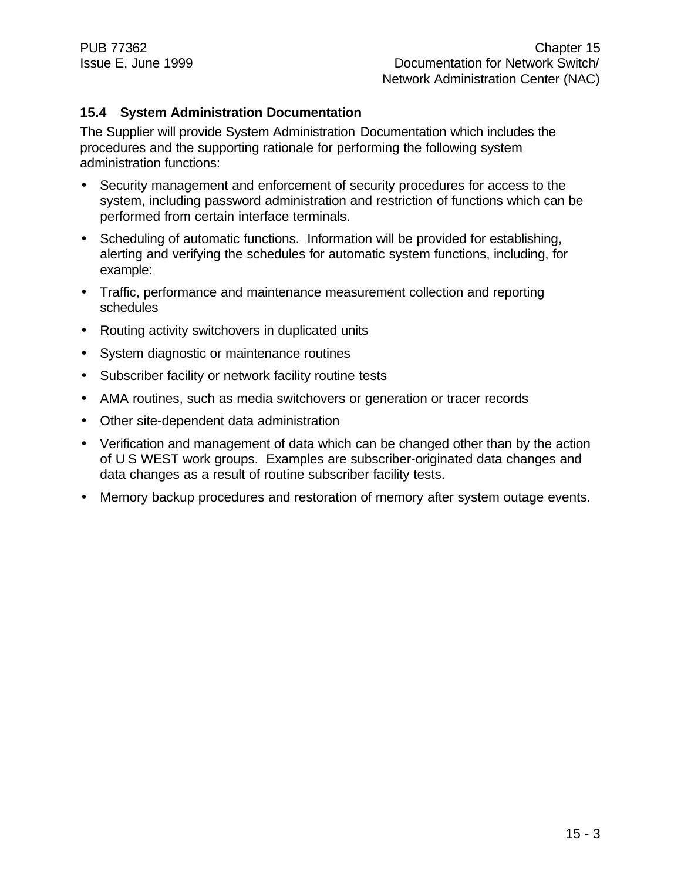## 15.4 System Administration Documentation

The Supplier will provide System Administration Documentation which includes the procedures and the supporting rationale for performing the following system administration functions:

- Security management and enforcement of security procedures for access to the system, including password administration and restriction of functions which can be performed from certain interface terminals.
- Scheduling of automatic functions. Information will be provided for establishing, alerting and verifying the schedules for automatic system functions, including, for example:
- Traffic, performance and maintenance measurement collection and reporting schedules
- Routing activity switchovers in duplicated units
- System diagnostic or maintenance routines
- Subscriber facility or network facility routine tests
- AMA routines, such as media switchovers or generation or tracer records
- Other site-dependent data administration
- Verification and management of data which can be changed other than by the action of U S WEST work groups. Examples are subscriber-originated data changes and data changes as a result of routine subscriber facility tests.
- Memory backup procedures and restoration of memory after system outage events.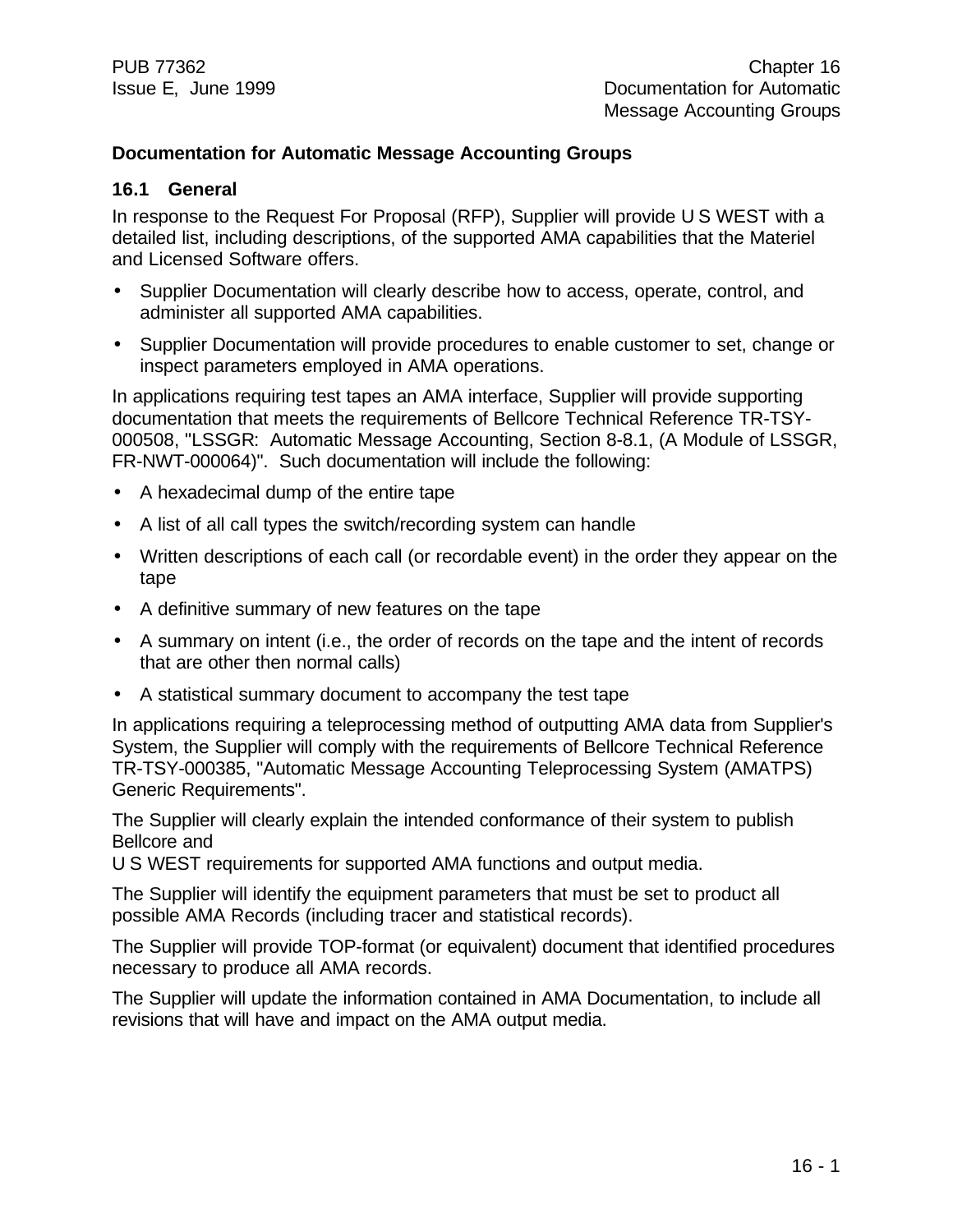## Documentation for Automatic Message Accounting Groups

### 16.1 General

In response to the Request For Proposal (RFP), Supplier will provide U S WEST with a detailed list, including descriptions, of the supported AMA capabilities that the Materiel and Licensed Software offers.

- Supplier Documentation will clearly describe how to access, operate, control, and administer all supported AMA capabilities.
- Supplier Documentation will provide procedures to enable customer to set, change or inspect parameters employed in AMA operations.

In applications requiring test tapes an AMA interface, Supplier will provide supporting documentation that meets the requirements of Bellcore Technical Reference TR-TSY-000508, "LSSGR: Automatic Message Accounting, Section 8-8.1, (A Module of LSSGR, FR-NWT-000064)". Such documentation will include the following:

- A hexadecimal dump of the entire tape
- A list of all call types the switch/recording system can handle
- Written descriptions of each call (or recordable event) in the order they appear on the tape
- A definitive summary of new features on the tape
- A summary on intent (i.e., the order of records on the tape and the intent of records that are other then normal calls)
- A statistical summary document to accompany the test tape

In applications requiring a teleprocessing method of outputting AMA data from Supplier's System, the Supplier will comply with the requirements of Bellcore Technical Reference TR-TSY-000385, "Automatic Message Accounting Teleprocessing System (AMATPS) Generic Requirements".

The Supplier will clearly explain the intended conformance of their system to publish Bellcore and
U S WEST requirements for supported AMA functions and output media.

The Supplier will identify the equipment parameters that must be set to product all possible AMA Records (including tracer and statistical records).

The Supplier will provide TOP-format (or equivalent) document that identified procedures necessary to produce all AMA records.

The Supplier will update the information contained in AMA Documentation, to include all revisions that will have and impact on the AMA output media.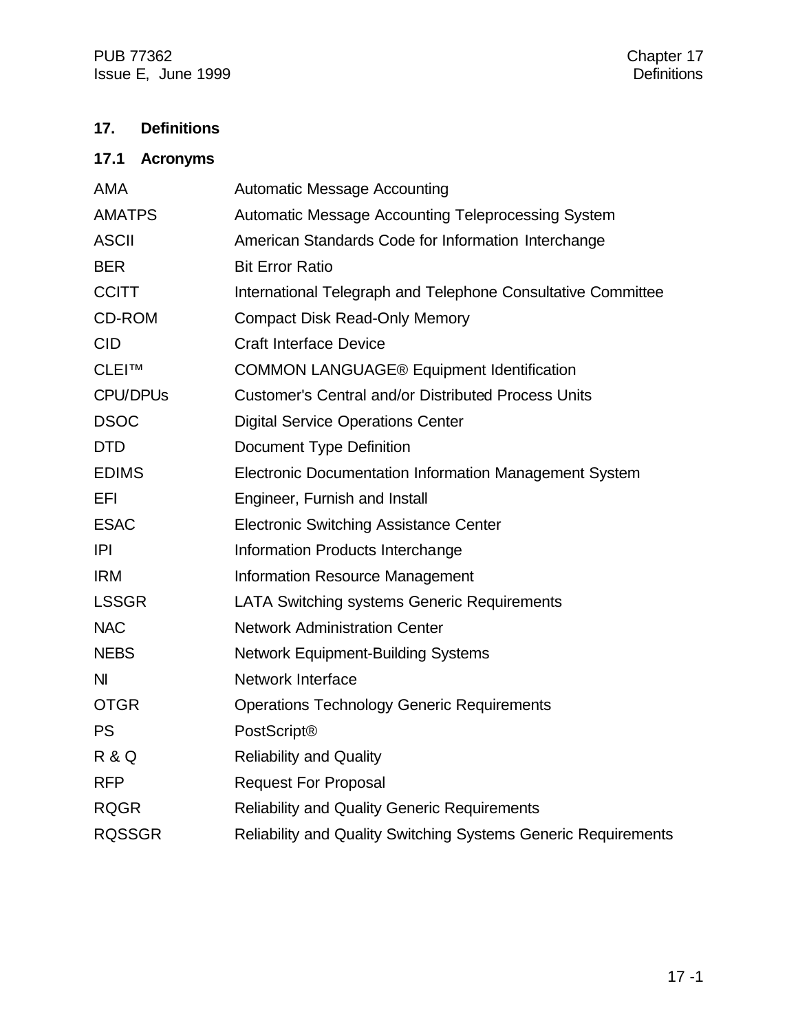# 17. Definitions

## 17.1 Acronyms

| | |
|---|---|
| AMA | Automatic Message Accounting |
| AMATPS | Automatic Message Accounting Teleprocessing System |
| ASCII | American Standards Code for Information Interchange |
| BER | Bit Error Ratio |
| CCITT | International Telegraph and Telephone Consultative Committee |
| CD-ROM | Compact Disk Read-Only Memory |
| CID | Craft Interface Device |
| CLEI™ | COMMON LANGUAGE® Equipment Identification |
| CPU/DPUs | Customer's Central and/or Distributed Process Units |
| DSOC | Digital Service Operations Center |
| DTD | Document Type Definition |
| EDIMS | Electronic Documentation Information Management System |
| EFI | Engineer, Furnish and Install |
| ESAC | Electronic Switching Assistance Center |
| IPI | Information Products Interchange |
| IRM | Information Resource Management |
| LSSGR | LATA Switching systems Generic Requirements |
| NAC | Network Administration Center |
| NEBS | Network Equipment-Building Systems |
| NI | Network Interface |
| OTGR | Operations Technology Generic Requirements |
| PS | PostScript® |
| R & Q | Reliability and Quality |
| RFP | Request For Proposal |
| RQGR | Reliability and Quality Generic Requirements |
| RQSSGR | Reliability and Quality Switching Systems Generic Requirements |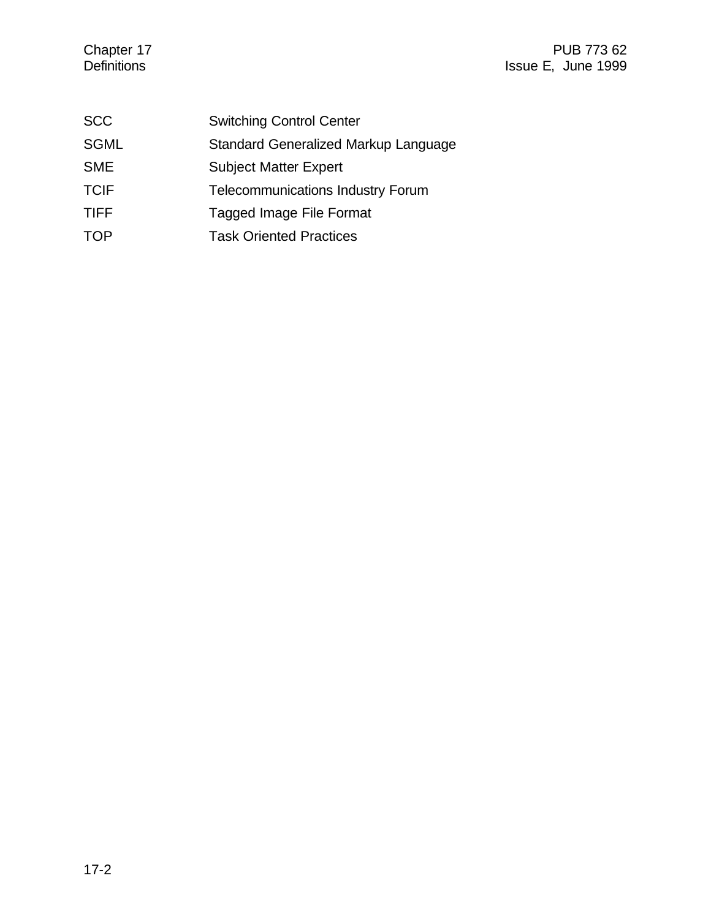| | |
|---|---|
| SCC | Switching Control Center |
| SGML | Standard Generalized Markup Language |
| SME | Subject Matter Expert |
| TCIF | Telecommunications Industry Forum |
| TIFF | Tagged Image File Format |
| TOP | Task Oriented Practices |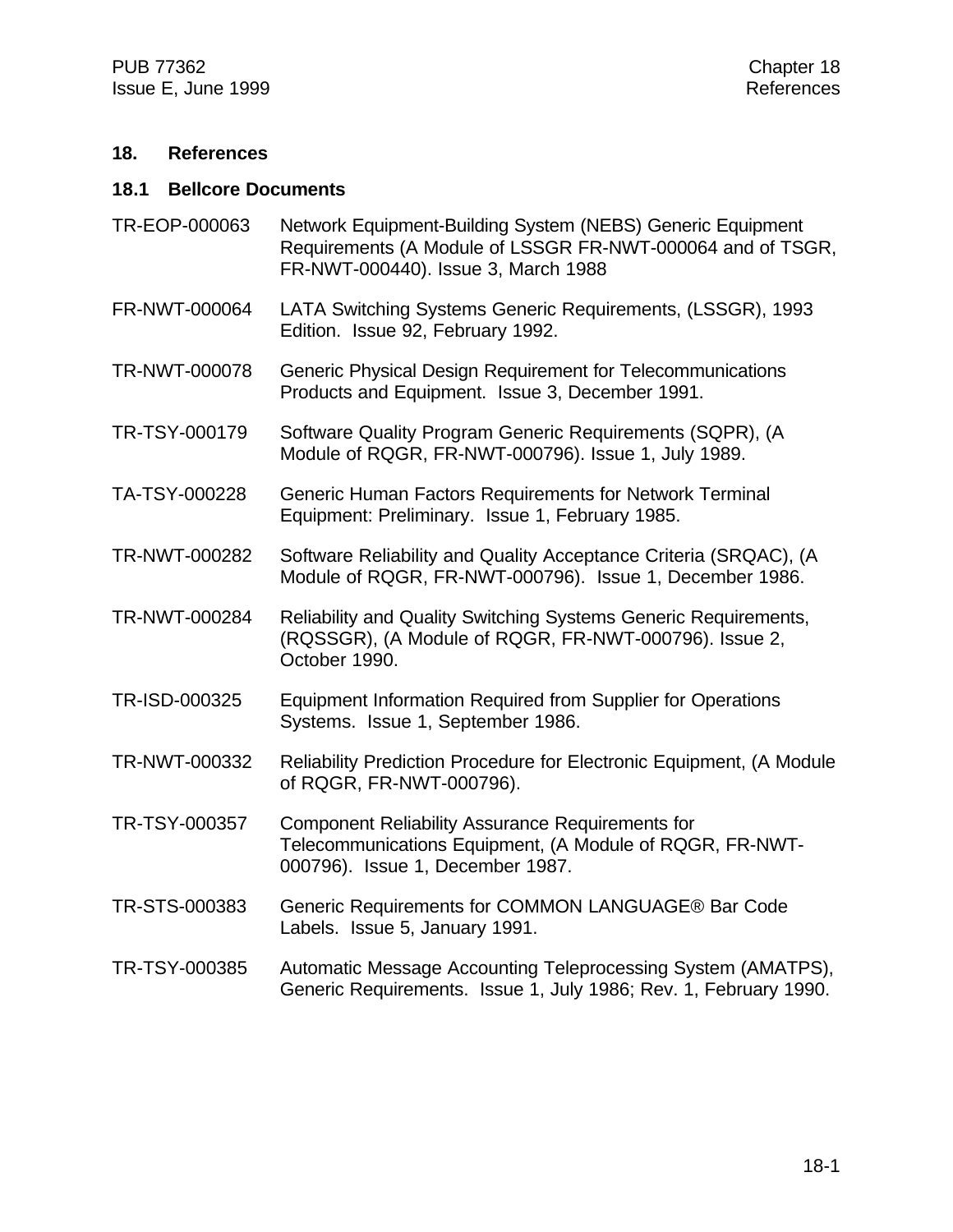## 18. References

### 18.1 Bellcore Documents

| | |
|---|---|
| TR-EOP-000063 | Network Equipment-Building System (NEBS) Generic Equipment Requirements (A Module of LSSGR FR-NWT-000064 and of TSGR, FR-NWT-000440). Issue 3, March 1988 |
| FR-NWT-000064 | LATA Switching Systems Generic Requirements, (LSSGR), 1993 Edition. Issue 92, February 1992. |
| TR-NWT-000078 | Generic Physical Design Requirement for Telecommunications Products and Equipment. Issue 3, December 1991. |
| TR-TSY-000179 | Software Quality Program Generic Requirements (SQPR), (A Module of RQGR, FR-NWT-000796). Issue 1, July 1989. |
| TA-TSY-000228 | Generic Human Factors Requirements for Network Terminal Equipment: Preliminary. Issue 1, February 1985. |
| TR-NWT-000282 | Software Reliability and Quality Acceptance Criteria (SRQAC), (A Module of RQGR, FR-NWT-000796). Issue 1, December 1986. |
| TR-NWT-000284 | Reliability and Quality Switching Systems Generic Requirements, (RQSSGR), (A Module of RQGR, FR-NWT-000796). Issue 2, October 1990. |
| TR-ISD-000325 | Equipment Information Required from Supplier for Operations Systems. Issue 1, September 1986. |
| TR-NWT-000332 | Reliability Prediction Procedure for Electronic Equipment, (A Module of RQGR, FR-NWT-000796). |
| TR-TSY-000357 | Component Reliability Assurance Requirements for Telecommunications Equipment, (A Module of RQGR, FR-NWT-000796). Issue 1, December 1987. |
| TR-STS-000383 | Generic Requirements for COMMON LANGUAGE® Bar Code Labels. Issue 5, January 1991. |
| TR-TSY-000385 | Automatic Message Accounting Teleprocessing System (AMATPS), Generic Requirements. Issue 1, July 1986; Rev. 1, February 1990. |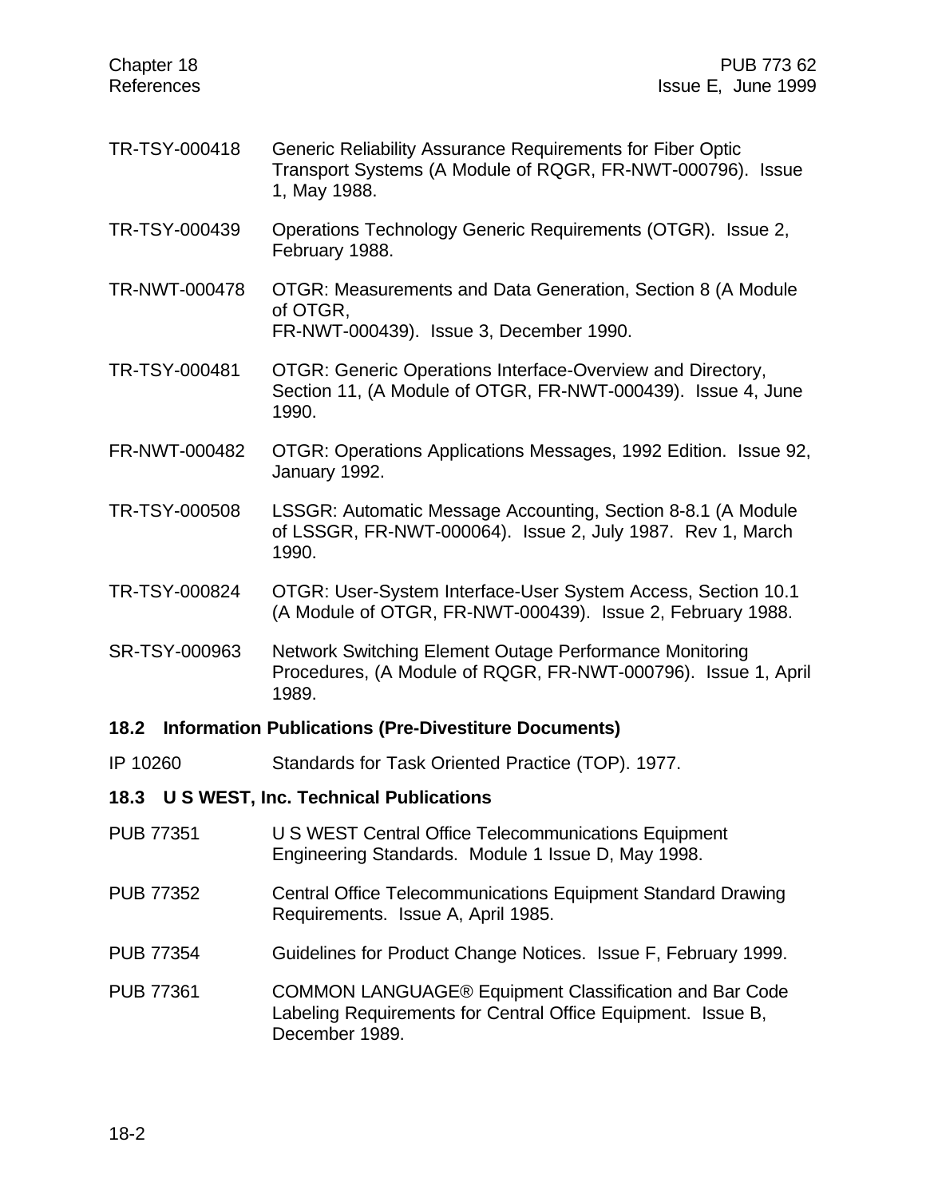TR-TSY-000418 Generic Reliability Assurance Requirements for Fiber Optic Transport Systems (A Module of RQGR, FR-NWT-000796). Issue 1, May 1988.

TR-TSY-000439 Operations Technology Generic Requirements (OTGR). Issue 2, February 1988.

TR-NWT-000478 OTGR: Measurements and Data Generation, Section 8 (A Module of OTGR, FR-NWT-000439). Issue 3, December 1990.

TR-TSY-000481 OTGR: Generic Operations Interface-Overview and Directory, Section 11, (A Module of OTGR, FR-NWT-000439). Issue 4, June 1990.

FR-NWT-000482 OTGR: Operations Applications Messages, 1992 Edition. Issue 92, January 1992.

TR-TSY-000508 LSSGR: Automatic Message Accounting, Section 8-8.1 (A Module of LSSGR, FR-NWT-000064). Issue 2, July 1987. Rev 1, March 1990.

TR-TSY-000824 OTGR: User-System Interface-User System Access, Section 10.1 (A Module of OTGR, FR-NWT-000439). Issue 2, February 1988.

SR-TSY-000963 Network Switching Element Outage Performance Monitoring Procedures, (A Module of RQGR, FR-NWT-000796). Issue 1, April 1989.

## 18.2 Information Publications (Pre-Divestiture Documents)

IP 10260 Standards for Task Oriented Practice (TOP). 1977.

## 18.3 U S WEST, Inc. Technical Publications

PUB 77351 U S WEST Central Office Telecommunications Equipment Engineering Standards. Module 1 Issue D, May 1998.

PUB 77352 Central Office Telecommunications Equipment Standard Drawing Requirements. Issue A, April 1985.

PUB 77354 Guidelines for Product Change Notices. Issue F, February 1999.

PUB 77361 COMMON LANGUAGE® Equipment Classification and Bar Code Labeling Requirements for Central Office Equipment. Issue B, December 1989.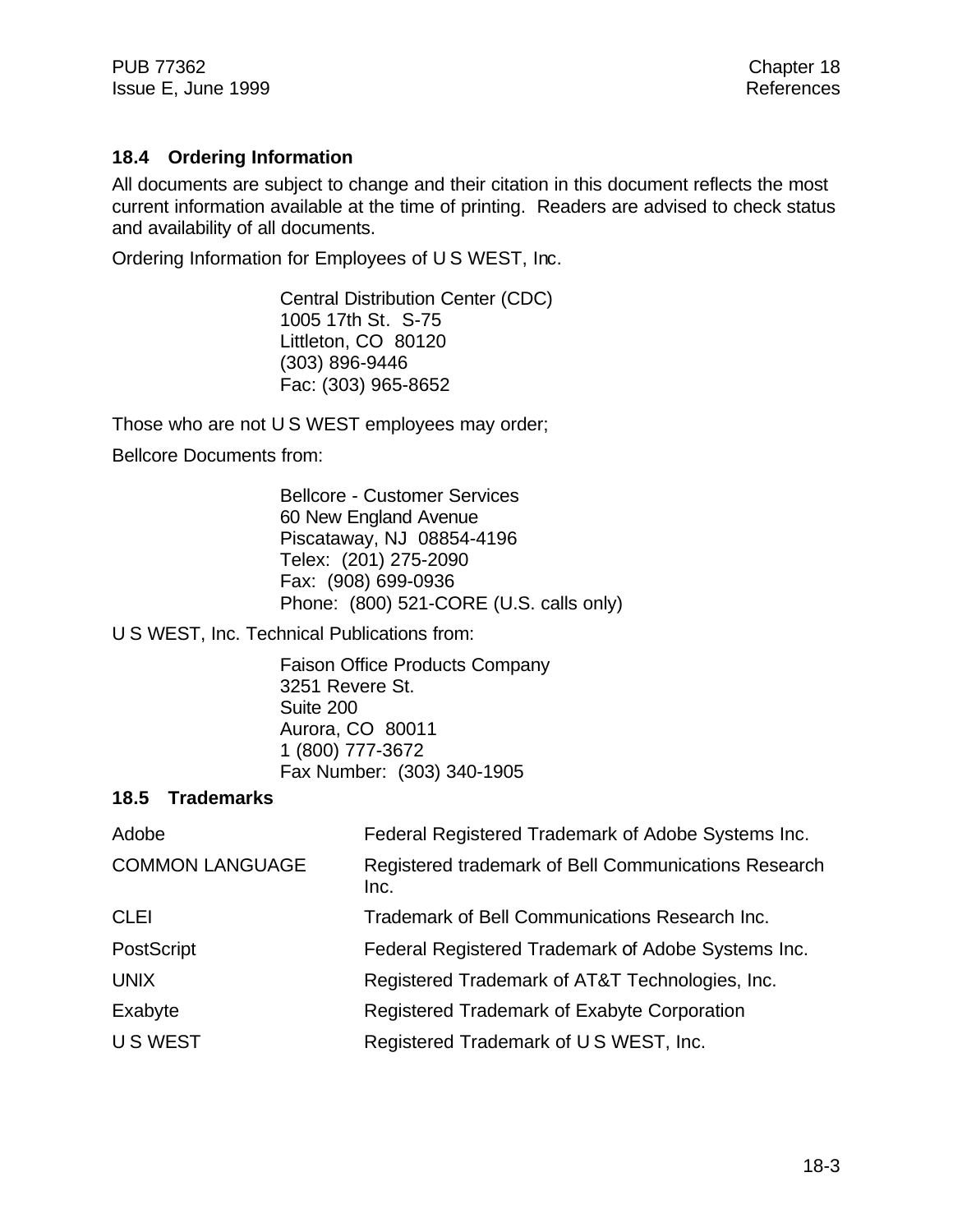### 18.4 Ordering Information

All documents are subject to change and their citation in this document reflects the most current information available at the time of printing. Readers are advised to check status and availability of all documents.

Ordering Information for Employees of U S WEST, Inc.

> Central Distribution Center (CDC)
> 1005 17th St. S-75
> Littleton, CO 80120
> (303) 896-9446
> Fac: (303) 965-8652

Those who are not U S WEST employees may order;

Bellcore Documents from:

> Bellcore - Customer Services
> 60 New England Avenue
> Piscataway, NJ 08854-4196
> Telex: (201) 275-2090
> Fax: (908) 699-0936
> Phone: (800) 521-CORE (U.S. calls only)

U S WEST, Inc. Technical Publications from:

> Faison Office Products Company
> 3251 Revere St.
> Suite 200
> Aurora, CO 80011
> 1 (800) 777-3672
> Fax Number: (303) 340-1905

### 18.5 Trademarks

| | |
|---|---|
| Adobe | Federal Registered Trademark of Adobe Systems Inc. |
| COMMON LANGUAGE | Registered trademark of Bell Communications Research Inc. |
| CLEI | Trademark of Bell Communications Research Inc. |
| PostScript | Federal Registered Trademark of Adobe Systems Inc. |
| UNIX | Registered Trademark of AT&T Technologies, Inc. |
| Exabyte | Registered Trademark of Exabyte Corporation |
| U S WEST | Registered Trademark of U S WEST, Inc. |